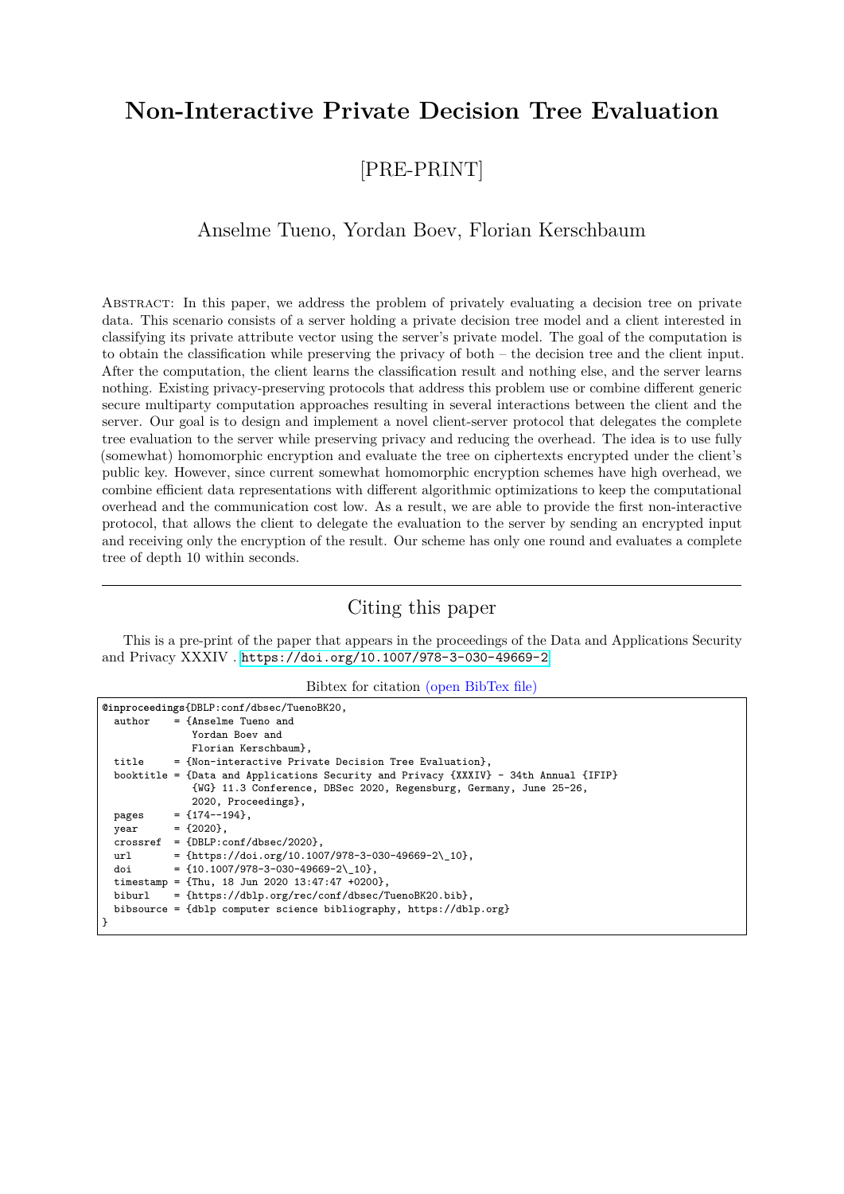# Non-Interactive Private Decision Tree Evaluation

## [PRE-PRINT]

Anselme Tueno, Yordan Boev, Florian Kerschbaum

Abstract: In this paper, we address the problem of privately evaluating a decision tree on private data. This scenario consists of a server holding a private decision tree model and a client interested in classifying its private attribute vector using the server's private model. The goal of the computation is to obtain the classification while preserving the privacy of both – the decision tree and the client input. After the computation, the client learns the classification result and nothing else, and the server learns nothing. Existing privacy-preserving protocols that address this problem use or combine different generic secure multiparty computation approaches resulting in several interactions between the client and the server. Our goal is to design and implement a novel client-server protocol that delegates the complete tree evaluation to the server while preserving privacy and reducing the overhead. The idea is to use fully (somewhat) homomorphic encryption and evaluate the tree on ciphertexts encrypted under the client's public key. However, since current somewhat homomorphic encryption schemes have high overhead, we combine efficient data representations with different algorithmic optimizations to keep the computational overhead and the communication cost low. As a result, we are able to provide the first non-interactive protocol, that allows the client to delegate the evaluation to the server by sending an encrypted input and receiving only the encryption of the result. Our scheme has only one round and evaluates a complete tree of depth 10 within seconds.

---

## Citing this paper

This is a pre-print of the paper that appears in the proceedings of the Data and Applications Security and Privacy XXXIV . https://doi.org/10.1007/978-3-030-49669-2

Bibtex for citation (open BibTex file)

```
@inproceedings{DBLP:conf/dbsec/TuenoBK20,
  author    = {Anselme Tueno and
               Yordan Boev and
               Florian Kerschbaum},
  title     = {Non-interactive Private Decision Tree Evaluation},
  booktitle = {Data and Applications Security and Privacy {XXXIV} - 34th Annual {IFIP}
               {WG} 11.3 Conference, DBSec 2020, Regensburg, Germany, June 25-26,
               2020, Proceedings},
  pages     = {174--194},
  year      = {2020},
  crossref  = {DBLP:conf/dbsec/2020},
  url       = {https://doi.org/10.1007/978-3-030-49669-2\_10},
  doi       = {10.1007/978-3-030-49669-2\_10},
  timestamp = {Thu, 18 Jun 2020 13:47:47 +0200},
  biburl    = {https://dblp.org/rec/conf/dbsec/TuenoBK20.bib},
  bibsource = {dblp computer science bibliography, https://dblp.org}
}
```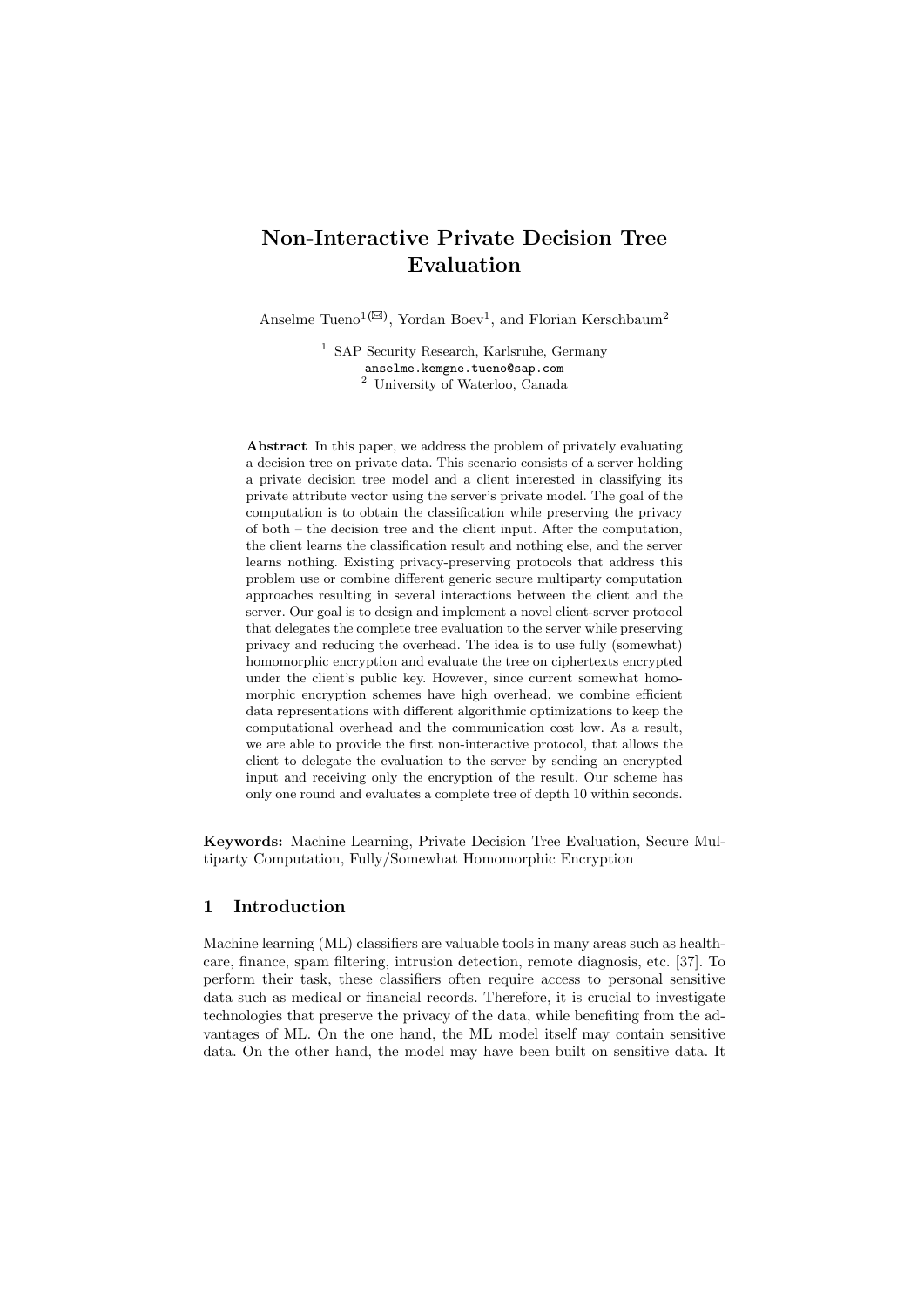# Non-Interactive Private Decision Tree Evaluation

Anselme Tueno[1(✉)], Yordan Boev[1], and Florian Kerschbaum[2]

[1] SAP Security Research, Karlsruhe, Germany
anselme.kemgne.tueno@sap.com
[2] University of Waterloo, Canada

**Abstract** In this paper, we address the problem of privately evaluating a decision tree on private data. This scenario consists of a server holding a private decision tree model and a client interested in classifying its private attribute vector using the server's private model. The goal of the computation is to obtain the classification while preserving the privacy of both – the decision tree and the client input. After the computation, the client learns the classification result and nothing else, and the server learns nothing. Existing privacy-preserving protocols that address this problem use or combine different generic secure multiparty computation approaches resulting in several interactions between the client and the server. Our goal is to design and implement a novel client-server protocol that delegates the complete tree evaluation to the server while preserving privacy and reducing the overhead. The idea is to use fully (somewhat) homomorphic encryption and evaluate the tree on ciphertexts encrypted under the client's public key. However, since current somewhat homomorphic encryption schemes have high overhead, we combine efficient data representations with different algorithmic optimizations to keep the computational overhead and the communication cost low. As a result, we are able to provide the first non-interactive protocol, that allows the client to delegate the evaluation to the server by sending an encrypted input and receiving only the encryption of the result. Our scheme has only one round and evaluates a complete tree of depth 10 within seconds.

**Keywords:** Machine Learning, Private Decision Tree Evaluation, Secure Multiparty Computation, Fully/Somewhat Homomorphic Encryption

## 1 Introduction

Machine learning (ML) classifiers are valuable tools in many areas such as healthcare, finance, spam filtering, intrusion detection, remote diagnosis, etc. [37]. To perform their task, these classifiers often require access to personal sensitive data such as medical or financial records. Therefore, it is crucial to investigate technologies that preserve the privacy of the data, while benefiting from the advantages of ML. On the one hand, the ML model itself may contain sensitive data. On the other hand, the model may have been built on sensitive data. It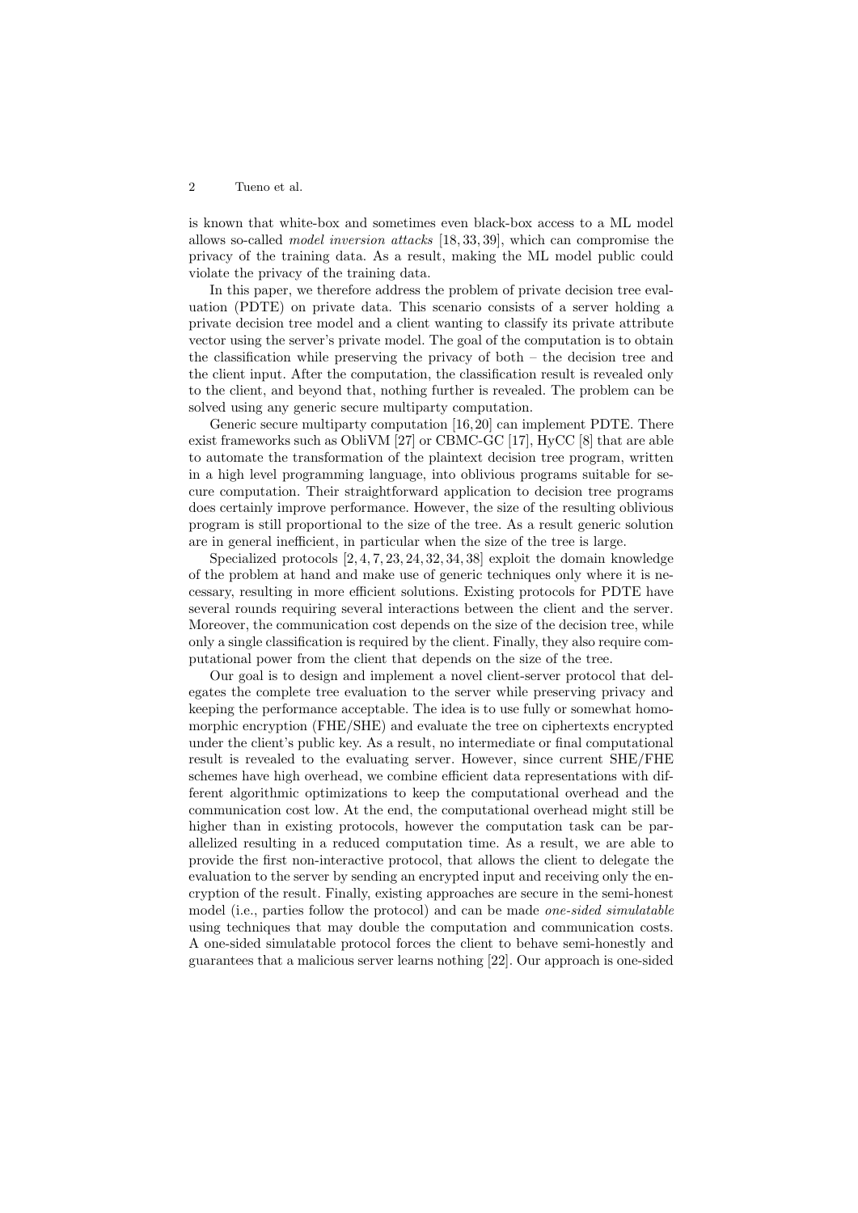is known that white-box and sometimes even black-box access to a ML model allows so-called *model inversion attacks* [18, 33, 39], which can compromise the privacy of the training data. As a result, making the ML model public could violate the privacy of the training data.

In this paper, we therefore address the problem of private decision tree evaluation (PDTE) on private data. This scenario consists of a server holding a private decision tree model and a client wanting to classify its private attribute vector using the server's private model. The goal of the computation is to obtain the classification while preserving the privacy of both – the decision tree and the client input. After the computation, the classification result is revealed only to the client, and beyond that, nothing further is revealed. The problem can be solved using any generic secure multiparty computation.

Generic secure multiparty computation [16, 20] can implement PDTE. There exist frameworks such as ObliVM [27] or CBMC-GC [17], HyCC [8] that are able to automate the transformation of the plaintext decision tree program, written in a high level programming language, into oblivious programs suitable for secure computation. Their straightforward application to decision tree programs does certainly improve performance. However, the size of the resulting oblivious program is still proportional to the size of the tree. As a result generic solution are in general inefficient, in particular when the size of the tree is large.

Specialized protocols [2, 4, 7, 23, 24, 32, 34, 38] exploit the domain knowledge of the problem at hand and make use of generic techniques only where it is necessary, resulting in more efficient solutions. Existing protocols for PDTE have several rounds requiring several interactions between the client and the server. Moreover, the communication cost depends on the size of the decision tree, while only a single classification is required by the client. Finally, they also require computational power from the client that depends on the size of the tree.

Our goal is to design and implement a novel client-server protocol that delegates the complete tree evaluation to the server while preserving privacy and keeping the performance acceptable. The idea is to use fully or somewhat homomorphic encryption (FHE/SHE) and evaluate the tree on ciphertexts encrypted under the client's public key. As a result, no intermediate or final computational result is revealed to the evaluating server. However, since current SHE/FHE schemes have high overhead, we combine efficient data representations with different algorithmic optimizations to keep the computational overhead and the communication cost low. At the end, the computational overhead might still be higher than in existing protocols, however the computation task can be parallelized resulting in a reduced computation time. As a result, we are able to provide the first non-interactive protocol, that allows the client to delegate the evaluation to the server by sending an encrypted input and receiving only the encryption of the result. Finally, existing approaches are secure in the semi-honest model (i.e., parties follow the protocol) and can be made *one-sided simulatable* using techniques that may double the computation and communication costs. A one-sided simulatable protocol forces the client to behave semi-honestly and guarantees that a malicious server learns nothing [22]. Our approach is one-sided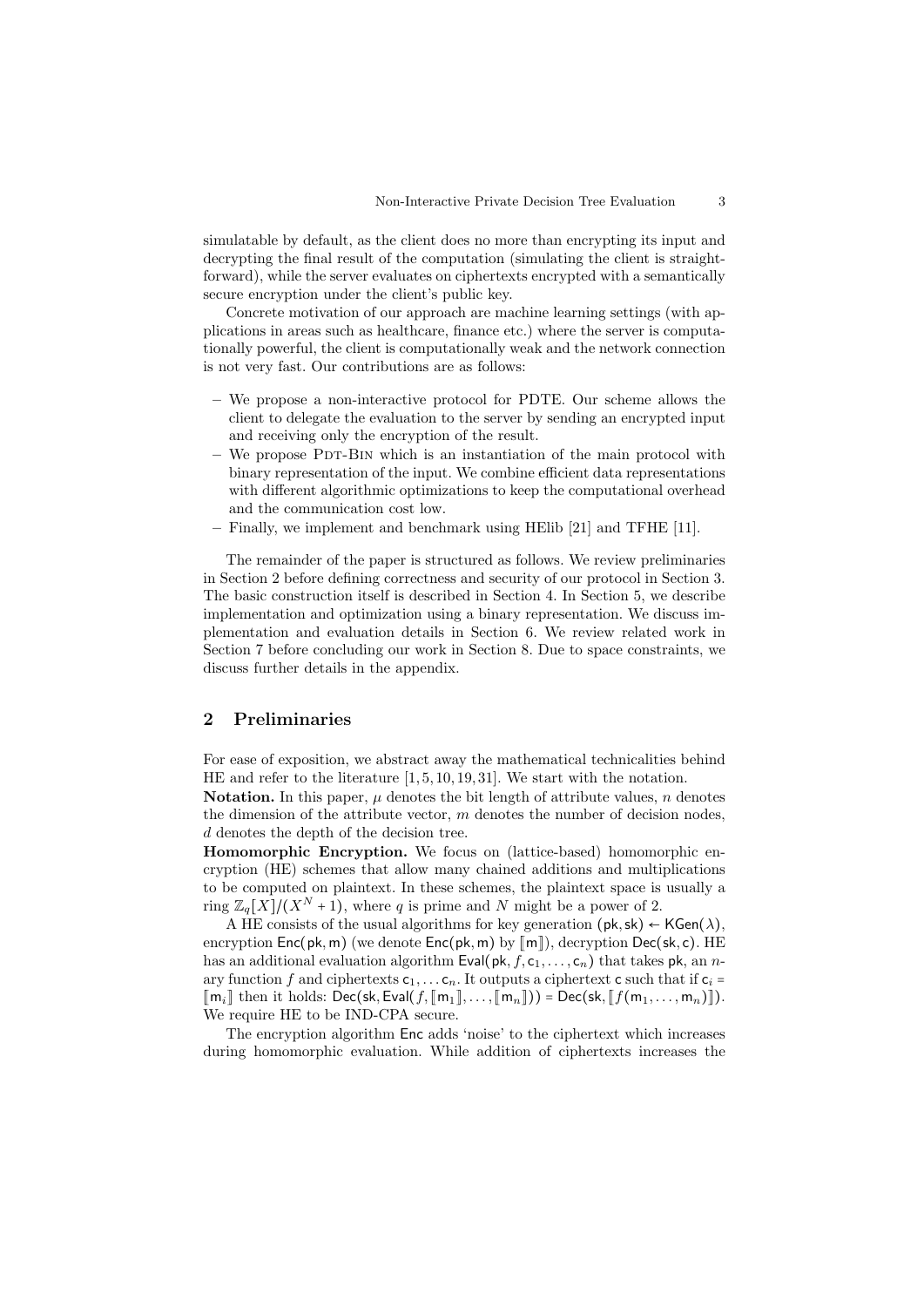simulatable by default, as the client does no more than encrypting its input and decrypting the final result of the computation (simulating the client is straightforward), while the server evaluates on ciphertexts encrypted with a semantically secure encryption under the client's public key.

Concrete motivation of our approach are machine learning settings (with applications in areas such as healthcare, finance etc.) where the server is computationally powerful, the client is computationally weak and the network connection is not very fast. Our contributions are as follows:

- We propose a non-interactive protocol for PDTE. Our scheme allows the client to delegate the evaluation to the server by sending an encrypted input and receiving only the encryption of the result.
- We propose PDT-BIN which is an instantiation of the main protocol with binary representation of the input. We combine efficient data representations with different algorithmic optimizations to keep the computational overhead and the communication cost low.
- Finally, we implement and benchmark using HElib [21] and TFHE [11].

The remainder of the paper is structured as follows. We review preliminaries in Section 2 before defining correctness and security of our protocol in Section 3. The basic construction itself is described in Section 4. In Section 5, we describe implementation and optimization using a binary representation. We discuss implementation and evaluation details in Section 6. We review related work in Section 7 before concluding our work in Section 8. Due to space constraints, we discuss further details in the appendix.

## 2 Preliminaries

For ease of exposition, we abstract away the mathematical technicalities behind HE and refer to the literature [1, 5, 10, 19, 31]. We start with the notation.

**Notation.** In this paper, $\mu$ denotes the bit length of attribute values, $n$ denotes the dimension of the attribute vector, $m$ denotes the number of decision nodes, $d$ denotes the depth of the decision tree.

**Homomorphic Encryption.** We focus on (lattice-based) homomorphic encryption (HE) schemes that allow many chained additions and multiplications to be computed on plaintext. In these schemes, the plaintext space is usually a ring $\mathbb{Z}_q[X]/(X^N + 1)$, where $q$ is prime and $N$ might be a power of 2.

A HE consists of the usual algorithms for key generation $(\mathsf{pk}, \mathsf{sk}) \leftarrow \mathsf{KGen}(\lambda)$, encryption $\mathsf{Enc}(\mathsf{pk}, \mathsf{m})$ (we denote $\mathsf{Enc}(\mathsf{pk}, \mathsf{m})$ by $[\![\mathsf{m}]\!]$), decryption $\mathsf{Dec}(\mathsf{sk}, \mathsf{c})$. HE has an additional evaluation algorithm $\mathsf{Eval}(\mathsf{pk}, f, \mathsf{c}_1, \ldots, \mathsf{c}_n)$ that takes $\mathsf{pk}$, an $n$-ary function $f$ and ciphertexts $\mathsf{c}_1, \ldots \mathsf{c}_n$. It outputs a ciphertext $\mathsf{c}$ such that if $\mathsf{c}_i = [\![\mathsf{m}_i]\!]$ then it holds: $\mathsf{Dec}(\mathsf{sk}, \mathsf{Eval}(f, [\![\mathsf{m}_1]\!], \ldots, [\![\mathsf{m}_n]\!])) = \mathsf{Dec}(\mathsf{sk}, [\![f(\mathsf{m}_1, \ldots, \mathsf{m}_n)]\!])$. We require HE to be IND-CPA secure.

The encryption algorithm $\mathsf{Enc}$ adds 'noise' to the ciphertext which increases during homomorphic evaluation. While addition of ciphertexts increases the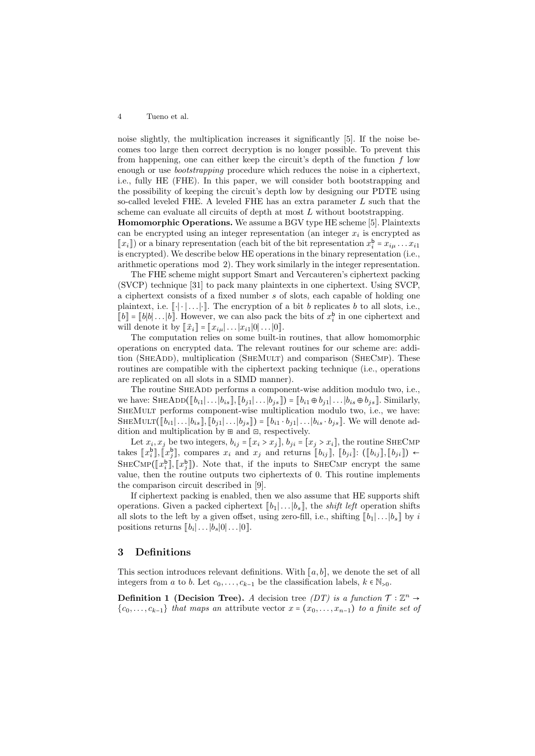noise slightly, the multiplication increases it significantly [5]. If the noise becomes too large then correct decryption is no longer possible. To prevent this from happening, one can either keep the circuit's depth of the function $f$ low enough or use *bootstrapping* procedure which reduces the noise in a ciphertext, i.e., fully HE (FHE). In this paper, we will consider both bootstrapping and the possibility of keeping the circuit's depth low by designing our PDTE using so-called leveled FHE. A leveled FHE has an extra parameter $L$ such that the scheme can evaluate all circuits of depth at most $L$ without bootstrapping.

**Homomorphic Operations.** We assume a BGV type HE scheme [5]. Plaintexts can be encrypted using an integer representation (an integer $x_i$ is encrypted as $[\![x_i]\!]$) or a binary representation (each bit of the bit representation $x_i^{\mathfrak{b}} = x_{i\mu} \dots x_{i1}$ is encrypted). We describe below HE operations in the binary representation (i.e., arithmetic operations mod 2). They work similarly in the integer representation.

The FHE scheme might support Smart and Vercauteren's ciphertext packing (SVCP) technique [31] to pack many plaintexts in one ciphertext. Using SVCP, a ciphertext consists of a fixed number $s$ of slots, each capable of holding one plaintext, i.e. $[\![\cdot|\cdot|\dots|\cdot]\!]$. The encryption of a bit $b$ replicates $b$ to all slots, i.e., $[\![b]\!] = [\![b|b|\dots|b]\!]$. However, we can also pack the bits of $x_i^{\mathfrak{b}}$ in one ciphertext and will denote it by $[\![\vec{x}_i]\!] = [\![x_{i\mu}|\dots|x_{i1}|0|\dots|0]\!]$.

The computation relies on some built-in routines, that allow homomorphic operations on encrypted data. The relevant routines for our scheme are: addition (SheAdd), multiplication (SheMult) and comparison (SheCmp). These routines are compatible with the ciphertext packing technique (i.e., operations are replicated on all slots in a SIMD manner).

The routine SheAdd performs a component-wise addition modulo two, i.e., we have: $\text{SheAdd}([\![b_{i1}|\dots|b_{is}]\!], [\![b_{j1}|\dots|b_{js}]\!]) = [\![b_{i1} \oplus b_{j1}|\dots|b_{is} \oplus b_{js}]\!]$. Similarly, SheMult performs component-wise multiplication modulo two, i.e., we have: $\text{SheMult}([\![b_{i1}|\dots|b_{is}]\!], [\![b_{j1}|\dots|b_{js}]\!]) = [\![b_{i1} \cdot b_{j1}|\dots|b_{is} \cdot b_{js}]\!]$. We will denote addition and multiplication by $\boxplus$ and $\boxdot$, respectively.

Let $x_i, x_j$ be two integers, $b_{ij} = [x_i > x_j]$, $b_{ji} = [x_j > x_i]$, the routine SheCmp takes $[\![x_i^{\mathfrak{b}}]\!], [\![x_j^{\mathfrak{b}}]\!]$, compares $x_i$ and $x_j$ and returns $[\![b_{ij}]\!]$, $[\![b_{ji}]\!]$: $([\![b_{ij}]\!], [\![b_{ji}]\!]) \leftarrow \text{SheCmp}([\![x_i^{\mathfrak{b}}]\!], [\![x_j^{\mathfrak{b}}]\!])$. Note that, if the inputs to SheCmp encrypt the same value, then the routine outputs two ciphertexts of 0. This routine implements the comparison circuit described in [9].

If ciphertext packing is enabled, then we also assume that HE supports shift operations. Given a packed ciphertext $[\![b_1|\dots|b_s]\!]$, the *shift left* operation shifts all slots to the left by a given offset, using zero-fill, i.e., shifting $[\![b_1|\dots|b_s]\!]$ by $i$ positions returns $[\![b_i|\dots|b_s|0|\dots|0]\!]$.

## 3 Definitions

This section introduces relevant definitions. With $[a, b]$, we denote the set of all integers from $a$ to $b$. Let $c_0, \dots, c_{k-1}$ be the classification labels, $k \in \mathbb{N}_{>0}$.

**Definition 1 (Decision Tree).** *A decision tree (DT) is a function $\mathcal{T} : \mathbb{Z}^n \to \{c_0, \dots, c_{k-1}\}$ that maps an* attribute vector *$x = (x_0, \dots, x_{n-1})$ to a finite set of*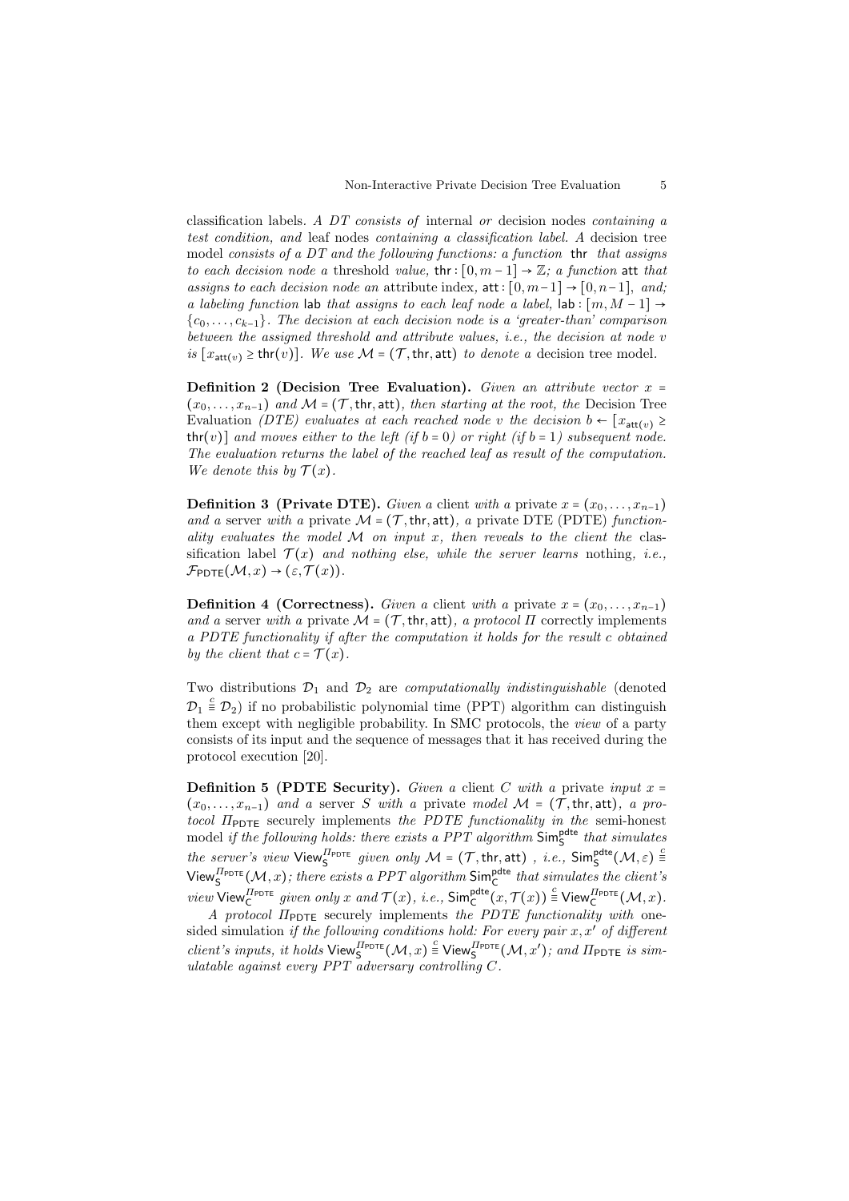classification labels. *A DT consists of* internal *or* decision nodes *containing a test condition, and* leaf nodes *containing a classification label. A* decision tree model *consists of a DT and the following functions: a function* $\mathsf{thr}$ *that assigns to each decision node a* threshold *value,* $\mathsf{thr}: [0, m-1] \to \mathbb{Z}$*; a function* $\mathsf{att}$ *that assigns to each decision node an* attribute index, $\mathsf{att}: [0, m-1] \to [0, n-1]$*, and; a labeling function* $\mathsf{lab}$ *that assigns to each leaf node a label,* $\mathsf{lab}: [m, M-1] \to \{c_0, \ldots, c_{k-1}\}$*. The decision at each decision node is a 'greater-than' comparison between the assigned threshold and attribute values, i.e., the decision at node* $v$ *is* $[x_{\mathsf{att}(v)} \geq \mathsf{thr}(v)]$*. We use* $\mathcal{M} = (\mathcal{T}, \mathsf{thr}, \mathsf{att})$ *to denote a* decision tree model.

**Definition 2 (Decision Tree Evaluation).** *Given an attribute vector* $x = (x_0, \ldots, x_{n-1})$ *and* $\mathcal{M} = (\mathcal{T}, \mathsf{thr}, \mathsf{att})$*, then starting at the root, the* Decision Tree Evaluation *(DTE) evaluates at each reached node* $v$ *the decision* $b \leftarrow [x_{\mathsf{att}(v)} \geq \mathsf{thr}(v)]$ *and moves either to the left (if* $b = 0$*) or right (if* $b = 1$*) subsequent node. The evaluation returns the label of the reached leaf as result of the computation. We denote this by* $\mathcal{T}(x)$*.*

**Definition 3 (Private DTE).** *Given a* client *with a* private $x = (x_0, \ldots, x_{n-1})$ *and a* server *with a* private $\mathcal{M} = (\mathcal{T}, \mathsf{thr}, \mathsf{att})$*, a* private DTE (PDTE) *functionality evaluates the model* $\mathcal{M}$ *on input* $x$*, then reveals to the client the* classification label $\mathcal{T}(x)$ *and nothing else, while the server learns* nothing*, i.e.,* $\mathcal{F}_{\mathsf{PDTE}}(\mathcal{M}, x) \to (\varepsilon, \mathcal{T}(x))$*.*

**Definition 4 (Correctness).** *Given a* client *with a* private $x = (x_0, \ldots, x_{n-1})$ *and a* server *with a* private $\mathcal{M} = (\mathcal{T}, \mathsf{thr}, \mathsf{att})$*, a protocol* $\Pi$ correctly implements *a PDTE functionality if after the computation it holds for the result* $c$ *obtained by the client that* $c = \mathcal{T}(x)$*.*

Two distributions $\mathcal{D}_1$ and $\mathcal{D}_2$ are *computationally indistinguishable* (denoted $\mathcal{D}_1 \stackrel{c}{\equiv} \mathcal{D}_2$) if no probabilistic polynomial time (PPT) algorithm can distinguish them except with negligible probability. In SMC protocols, the *view* of a party consists of its input and the sequence of messages that it has received during the protocol execution [20].

**Definition 5 (PDTE Security).** *Given a* client $C$ *with a* private *input* $x = (x_0, \ldots, x_{n-1})$ *and a* server $S$ *with a* private *model* $\mathcal{M} = (\mathcal{T}, \mathsf{thr}, \mathsf{att})$*, a protocol* $\Pi_{\mathsf{PDTE}}$ securely implements *the PDTE functionality in the* semi-honest model *if the following holds: there exists a PPT algorithm* $\mathsf{Sim}^{\mathsf{pdte}}_{\mathsf{S}}$ *that simulates the server's view* $\mathsf{View}^{\Pi_{\mathsf{PDTE}}}_{\mathsf{S}}$ *given only* $\mathcal{M} = (\mathcal{T}, \mathsf{thr}, \mathsf{att})$ *, i.e.,* $\mathsf{Sim}^{\mathsf{pdte}}_{\mathsf{S}}(\mathcal{M}, \varepsilon) \stackrel{c}{\equiv} \mathsf{View}^{\Pi_{\mathsf{PDTE}}}_{\mathsf{S}}(\mathcal{M}, x)$*; there exists a PPT algorithm* $\mathsf{Sim}^{\mathsf{pdte}}_{\mathsf{C}}$ *that simulates the client's view* $\mathsf{View}^{\Pi_{\mathsf{PDTE}}}_{\mathsf{C}}$ *given only* $x$ *and* $\mathcal{T}(x)$*, i.e.,* $\mathsf{Sim}^{\mathsf{pdte}}_{\mathsf{C}}(x, \mathcal{T}(x)) \stackrel{c}{\equiv} \mathsf{View}^{\Pi_{\mathsf{PDTE}}}_{\mathsf{C}}(\mathcal{M}, x)$*.*

*A protocol* $\Pi_{\mathsf{PDTE}}$ securely implements *the PDTE functionality with* one-sided simulation *if the following conditions hold: For every pair* $x, x'$ *of different client's inputs, it holds* $\mathsf{View}^{\Pi_{\mathsf{PDTE}}}_{\mathsf{S}}(\mathcal{M}, x) \stackrel{c}{\equiv} \mathsf{View}^{\Pi_{\mathsf{PDTE}}}_{\mathsf{S}}(\mathcal{M}, x')$*; and* $\Pi_{\mathsf{PDTE}}$ *is simulatable against every PPT adversary controlling* $C$*.*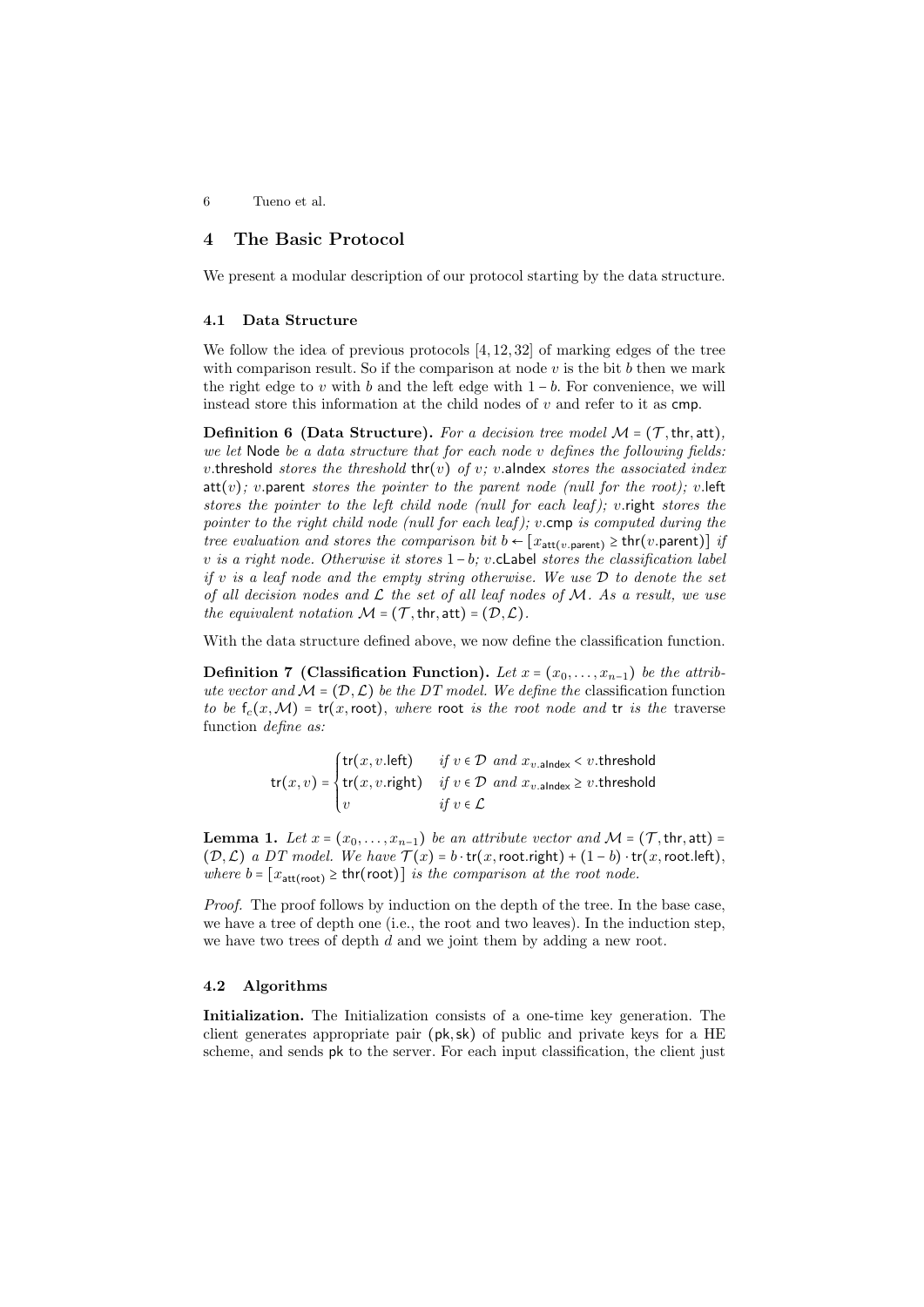## 4 The Basic Protocol

We present a modular description of our protocol starting by the data structure.

### 4.1 Data Structure

We follow the idea of previous protocols [4, 12, 32] of marking edges of the tree with comparison result. So if the comparison at node $v$ is the bit $b$ then we mark the right edge to $v$ with $b$ and the left edge with $1-b$. For convenience, we will instead store this information at the child nodes of $v$ and refer to it as $\mathsf{cmp}$.

**Definition 6 (Data Structure).** *For a decision tree model $\mathcal{M} = (\mathcal{T}, \mathsf{thr}, \mathsf{att})$, we let* $\mathsf{Node}$ *be a data structure that for each node $v$ defines the following fields: $v$.*$\mathsf{threshold}$ *stores the threshold $\mathsf{thr}(v)$ of $v$; $v$.*$\mathsf{aIndex}$ *stores the associated index $\mathsf{att}(v)$; $v$.*$\mathsf{parent}$ *stores the pointer to the parent node (null for the root); $v$.*$\mathsf{left}$ *stores the pointer to the left child node (null for each leaf); $v$.*$\mathsf{right}$ *stores the pointer to the right child node (null for each leaf); $v$.*$\mathsf{cmp}$ *is computed during the tree evaluation and stores the comparison bit $b \leftarrow [x_{\mathsf{att}(v.\mathsf{parent})} \geq \mathsf{thr}(v.\mathsf{parent})]$ if $v$ is a right node. Otherwise it stores $1-b$; $v$.*$\mathsf{cLabel}$ *stores the classification label if $v$ is a leaf node and the empty string otherwise. We use $\mathcal{D}$ to denote the set of all decision nodes and $\mathcal{L}$ the set of all leaf nodes of $\mathcal{M}$. As a result, we use the equivalent notation $\mathcal{M} = (\mathcal{T}, \mathsf{thr}, \mathsf{att}) = (\mathcal{D}, \mathcal{L})$.*

With the data structure defined above, we now define the classification function.

**Definition 7 (Classification Function).** *Let $x = (x_0, \ldots, x_{n-1})$ be the attribute vector and $\mathcal{M} = (\mathcal{D}, \mathcal{L})$ be the DT model. We define the* classification function *to be $\mathsf{f}_c(x, \mathcal{M}) = \mathsf{tr}(x, \mathsf{root})$, where* $\mathsf{root}$ *is the root node and* $\mathsf{tr}$ *is the* traverse function *define as:*

$$\mathsf{tr}(x, v) = \begin{cases} \mathsf{tr}(x, v.\mathsf{left}) & \text{if } v \in \mathcal{D} \text{ and } x_{v.\mathsf{aIndex}} < v.\mathsf{threshold} \\ \mathsf{tr}(x, v.\mathsf{right}) & \text{if } v \in \mathcal{D} \text{ and } x_{v.\mathsf{aIndex}} \geq v.\mathsf{threshold} \\ v & \text{if } v \in \mathcal{L} \end{cases}$$

**Lemma 1.** *Let $x = (x_0, \ldots, x_{n-1})$ be an attribute vector and $\mathcal{M} = (\mathcal{T}, \mathsf{thr}, \mathsf{att}) = (\mathcal{D}, \mathcal{L})$ a DT model. We have $\mathcal{T}(x) = b \cdot \mathsf{tr}(x, \mathsf{root.right}) + (1-b) \cdot \mathsf{tr}(x, \mathsf{root.left})$, where $b = [x_{\mathsf{att}(\mathsf{root})} \geq \mathsf{thr}(\mathsf{root})]$ is the comparison at the root node.*

*Proof.* The proof follows by induction on the depth of the tree. In the base case, we have a tree of depth one (i.e., the root and two leaves). In the induction step, we have two trees of depth $d$ and we joint them by adding a new root.

### 4.2 Algorithms

**Initialization.** The Initialization consists of a one-time key generation. The client generates appropriate pair $(\mathsf{pk}, \mathsf{sk})$ of public and private keys for a HE scheme, and sends $\mathsf{pk}$ to the server. For each input classification, the client just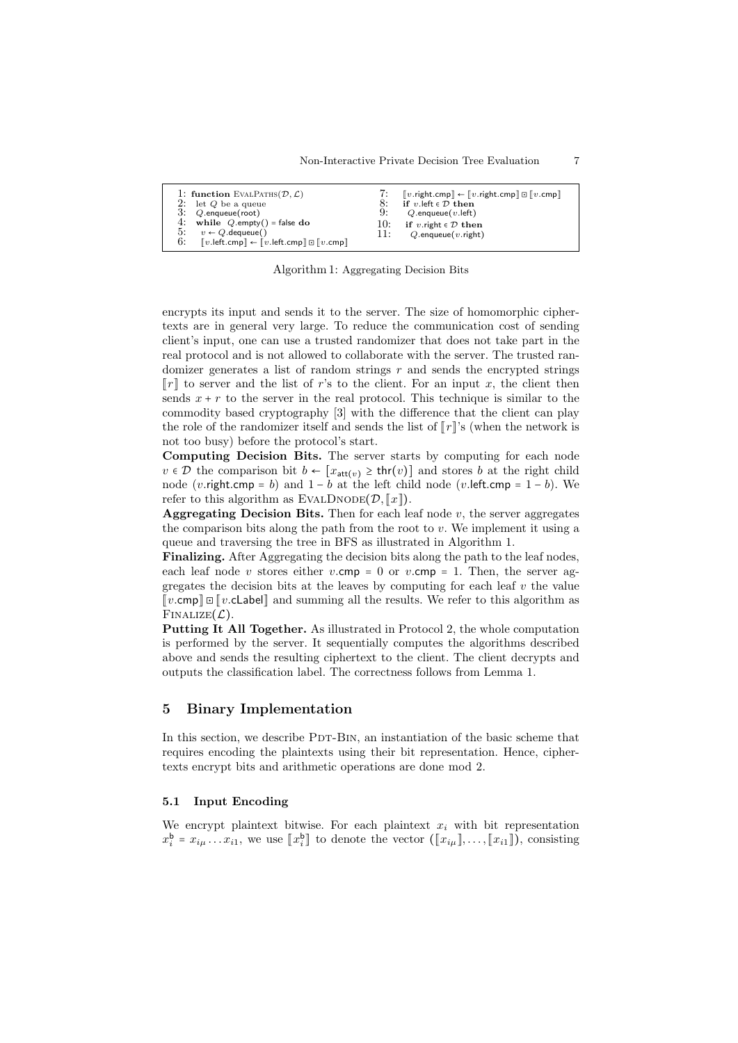```
1: function EvalPaths(D, L)
2:   let Q be a queue
3:   Q.enqueue(root)
4:   while Q.empty() = false do
5:     v ← Q.dequeue()
6:     [[v.left.cmp]] ← [[v.left.cmp]] ⊡ [[v.cmp]]
7:     [[v.right.cmp]] ← [[v.right.cmp]] ⊡ [[v.cmp]]
8:     if v.left ∈ D then
9:       Q.enqueue(v.left)
10:    if v.right ∈ D then
11:      Q.enqueue(v.right)
```

Algorithm 1: Aggregating Decision Bits

encrypts its input and sends it to the server. The size of homomorphic ciphertexts are in general very large. To reduce the communication cost of sending client's input, one can use a trusted randomizer that does not take part in the real protocol and is not allowed to collaborate with the server. The trusted randomizer generates a list of random strings $r$ and sends the encrypted strings $[\![r]\!]$ to server and the list of $r$'s to the client. For an input $x$, the client then sends $x + r$ to the server in the real protocol. This technique is similar to the commodity based cryptography [3] with the difference that the client can play the role of the randomizer itself and sends the list of $[\![r]\!]$'s (when the network is not too busy) before the protocol's start.

**Computing Decision Bits.** The server starts by computing for each node $v \in \mathcal{D}$ the comparison bit $b \leftarrow [x_{\mathsf{att}(v)} \geq \mathsf{thr}(v)]$ and stores $b$ at the right child node ($v.\mathsf{right.cmp} = b$) and $1 - b$ at the left child node ($v.\mathsf{left.cmp} = 1 - b$). We refer to this algorithm as EvalDnode($\mathcal{D}, [\![x]\!]$).

**Aggregating Decision Bits.** Then for each leaf node $v$, the server aggregates the comparison bits along the path from the root to $v$. We implement it using a queue and traversing the tree in BFS as illustrated in Algorithm 1.

**Finalizing.** After Aggregating the decision bits along the path to the leaf nodes, each leaf node $v$ stores either $v.\mathsf{cmp} = 0$ or $v.\mathsf{cmp} = 1$. Then, the server aggregates the decision bits at the leaves by computing for each leaf $v$ the value $[\![v.\mathsf{cmp}]\!] \boxdot [\![v.\mathsf{cLabel}]\!]$ and summing all the results. We refer to this algorithm as Finalize($\mathcal{L}$).

**Putting It All Together.** As illustrated in Protocol 2, the whole computation is performed by the server. It sequentially computes the algorithms described above and sends the resulting ciphertext to the client. The client decrypts and outputs the classification label. The correctness follows from Lemma 1.

## 5 Binary Implementation

In this section, we describe Pdt-Bin, an instantiation of the basic scheme that requires encoding the plaintexts using their bit representation. Hence, ciphertexts encrypt bits and arithmetic operations are done mod 2.

### 5.1 Input Encoding

We encrypt plaintext bitwise. For each plaintext $x_i$ with bit representation $x_i^{\mathsf{b}} = x_{i\mu} \ldots x_{i1}$, we use $[\![x_i^{\mathsf{b}}]\!]$ to denote the vector $([\![x_{i\mu}]\!], \ldots, [\![x_{i1}]\!])$, consisting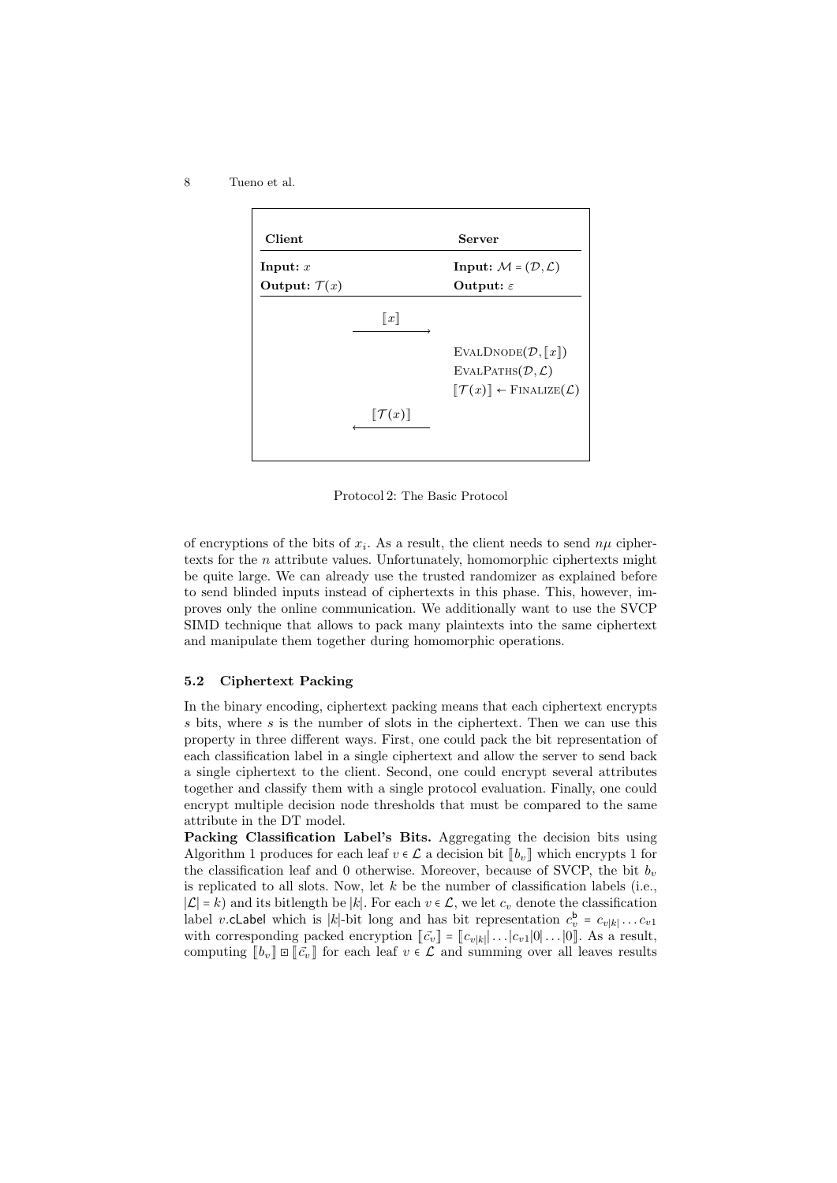| **Client** | | **Server** |
|---|---|---|
| **Input:** $x$ | | **Input:** $\mathcal{M} = (\mathcal{D}, \mathcal{L})$ |
| **Output:** $\mathcal{T}(x)$ | | **Output:** $\varepsilon$ |
| | $[\![x]\!]$ $\longrightarrow$ | |
| | | $\text{EVALDNODE}(\mathcal{D}, [\![x]\!])$ |
| | | $\text{EVALPATHS}(\mathcal{D}, \mathcal{L})$ |
| | | $[\![\mathcal{T}(x)]\!] \leftarrow \text{FINALIZE}(\mathcal{L})$ |
| | $\longleftarrow$ $[\![\mathcal{T}(x)]\!]$ | |

Protocol 2: The Basic Protocol

of encryptions of the bits of $x_i$. As a result, the client needs to send $n\mu$ ciphertexts for the $n$ attribute values. Unfortunately, homomorphic ciphertexts might be quite large. We can already use the trusted randomizer as explained before to send blinded inputs instead of ciphertexts in this phase. This, however, improves only the online communication. We additionally want to use the SVCP SIMD technique that allows to pack many plaintexts into the same ciphertext and manipulate them together during homomorphic operations.

### 5.2 Ciphertext Packing

In the binary encoding, ciphertext packing means that each ciphertext encrypts $s$ bits, where $s$ is the number of slots in the ciphertext. Then we can use this property in three different ways. First, one could pack the bit representation of each classification label in a single ciphertext and allow the server to send back a single ciphertext to the client. Second, one could encrypt several attributes together and classify them with a single protocol evaluation. Finally, one could encrypt multiple decision node thresholds that must be compared to the same attribute in the DT model.

**Packing Classification Label's Bits.** Aggregating the decision bits using Algorithm 1 produces for each leaf $v \in \mathcal{L}$ a decision bit $[\![b_v]\!]$ which encrypts 1 for the classification leaf and 0 otherwise. Moreover, because of SVCP, the bit $b_v$ is replicated to all slots. Now, let $k$ be the number of classification labels (i.e., $|\mathcal{L}| = k$) and its bitlength be $|k|$. For each $v \in \mathcal{L}$, we let $c_v$ denote the classification label $v.\mathsf{cLabel}$ which is $|k|$-bit long and has bit representation $c_v^{\mathsf{b}} = c_{v|k|} \dots c_{v1}$ with corresponding packed encryption $[\![\vec{c}_v]\!] = [\![c_{v|k|}| \dots |c_{v1}|0| \dots |0]\!]$. As a result, computing $[\![b_v]\!] \boxdot [\![\vec{c}_v]\!]$ for each leaf $v \in \mathcal{L}$ and summing over all leaves results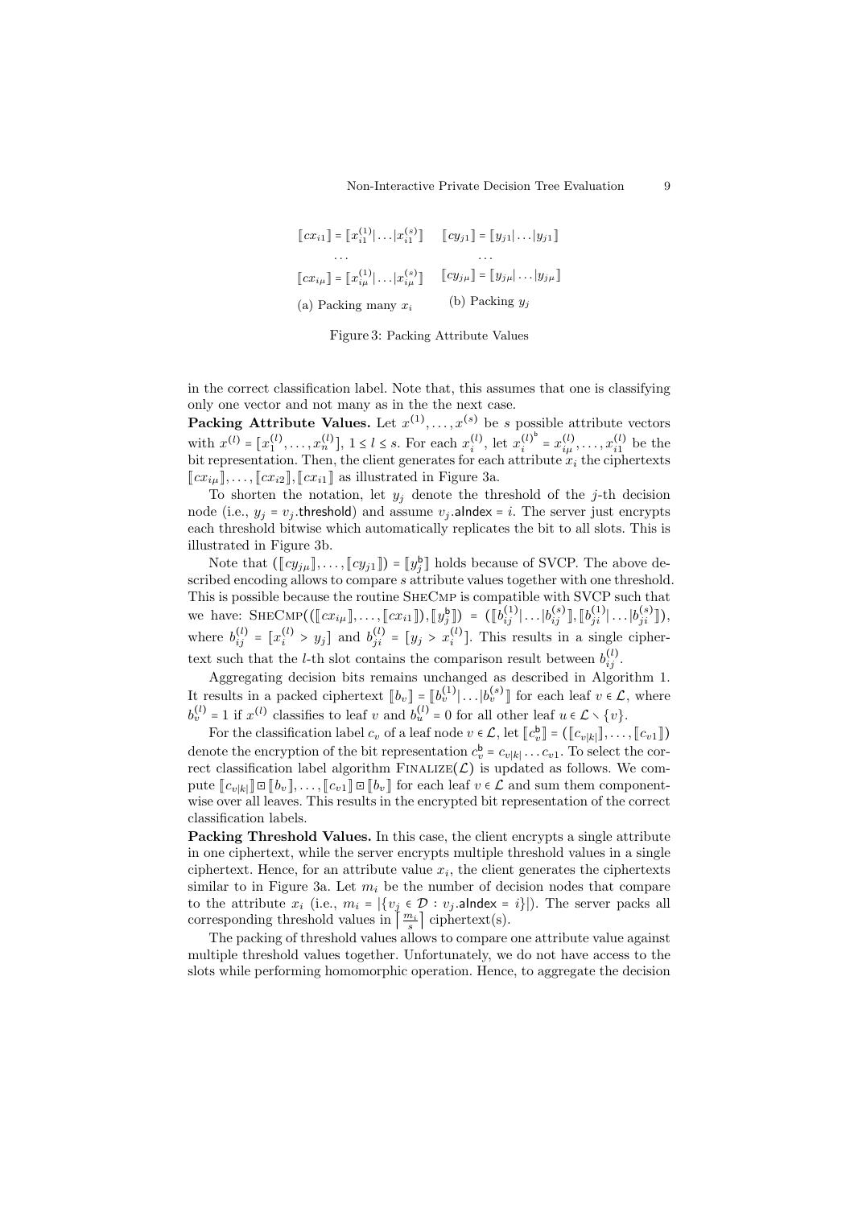$$\llbracket cx_{i1} \rrbracket = \llbracket x_{i1}^{(1)} | \dots | x_{i1}^{(s)} \rrbracket \qquad \llbracket cy_{j1} \rrbracket = \llbracket y_{j1} | \dots | y_{j1} \rrbracket$$

$$\dots \qquad\qquad\qquad \dots$$

$$\llbracket cx_{i\mu} \rrbracket = \llbracket x_{i\mu}^{(1)} | \dots | x_{i\mu}^{(s)} \rrbracket \qquad \llbracket cy_{j\mu} \rrbracket = \llbracket y_{j\mu} | \dots | y_{j\mu} \rrbracket$$

(a) Packing many $x_i$ (b) Packing $y_j$

Figure 3: Packing Attribute Values

in the correct classification label. Note that, this assumes that one is classifying only one vector and not many as in the the next case.

**Packing Attribute Values.** Let $x^{(1)}, \dots, x^{(s)}$ be $s$ possible attribute vectors with $x^{(l)} = [x_1^{(l)}, \dots, x_n^{(l)}]$, $1 \le l \le s$. For each $x_i^{(l)}$, let $x_i^{(l)^{\mathsf{b}}} = x_{i\mu}^{(l)}, \dots, x_{i1}^{(l)}$ be the bit representation. Then, the client generates for each attribute $x_i$ the ciphertexts $\llbracket cx_{i\mu} \rrbracket, \dots, \llbracket cx_{i2} \rrbracket, \llbracket cx_{i1} \rrbracket$ as illustrated in Figure 3a.

To shorten the notation, let $y_j$ denote the threshold of the $j$-th decision node (i.e., $y_j = v_j.\mathsf{threshold}$) and assume $v_j.\mathsf{aIndex} = i$. The server just encrypts each threshold bitwise which automatically replicates the bit to all slots. This is illustrated in Figure 3b.

Note that $(\llbracket cy_{j\mu} \rrbracket, \dots, \llbracket cy_{j1} \rrbracket) = \llbracket y_j^{\mathsf{b}} \rrbracket$ holds because of SVCP. The above described encoding allows to compare $s$ attribute values together with one threshold. This is possible because the routine SheCmp is compatible with SVCP such that we have: $\textsc{SheCmp}((\llbracket cx_{i\mu} \rrbracket, \dots, \llbracket cx_{i1} \rrbracket), \llbracket y_j^{\mathsf{b}} \rrbracket) = (\llbracket b_{ij}^{(1)} | \dots | b_{ij}^{(s)} \rrbracket, \llbracket b_{ji}^{(1)} | \dots | b_{ji}^{(s)} \rrbracket)$, where $b_{ij}^{(l)} = [x_i^{(l)} > y_j]$ and $b_{ji}^{(l)} = [y_j > x_i^{(l)}]$. This results in a single ciphertext such that the $l$-th slot contains the comparison result between $b_{ij}^{(l)}$.

Aggregating decision bits remains unchanged as described in Algorithm 1. It results in a packed ciphertext $\llbracket b_v \rrbracket = \llbracket b_v^{(1)} | \dots | b_v^{(s)} \rrbracket$ for each leaf $v \in \mathcal{L}$, where $b_v^{(l)} = 1$ if $x^{(l)}$ classifies to leaf $v$ and $b_u^{(l)} = 0$ for all other leaf $u \in \mathcal{L} \setminus \{v\}$.

For the classification label $c_v$ of a leaf node $v \in \mathcal{L}$, let $\llbracket c_v^{\mathsf{b}} \rrbracket = (\llbracket c_{v|k|} \rrbracket, \dots, \llbracket c_{v1} \rrbracket)$ denote the encryption of the bit representation $c_v^{\mathsf{b}} = c_{v|k|} \dots c_{v1}$. To select the correct classification label algorithm $\textsc{Finalize}(\mathcal{L})$ is updated as follows. We compute $\llbracket c_{v|k|} \rrbracket \boxdot \llbracket b_v \rrbracket, \dots, \llbracket c_{v1} \rrbracket \boxdot \llbracket b_v \rrbracket$ for each leaf $v \in \mathcal{L}$ and sum them componentwise over all leaves. This results in the encrypted bit representation of the correct classification labels.

**Packing Threshold Values.** In this case, the client encrypts a single attribute in one ciphertext, while the server encrypts multiple threshold values in a single ciphertext. Hence, for an attribute value $x_i$, the client generates the ciphertexts similar to in Figure 3a. Let $m_i$ be the number of decision nodes that compare to the attribute $x_i$ (i.e., $m_i = |\{v_j \in \mathcal{D} : v_j.\mathsf{aIndex} = i\}|$). The server packs all corresponding threshold values in $\lceil \frac{m_i}{s} \rceil$ ciphertext(s).

The packing of threshold values allows to compare one attribute value against multiple threshold values together. Unfortunately, we do not have access to the slots while performing homomorphic operation. Hence, to aggregate the decision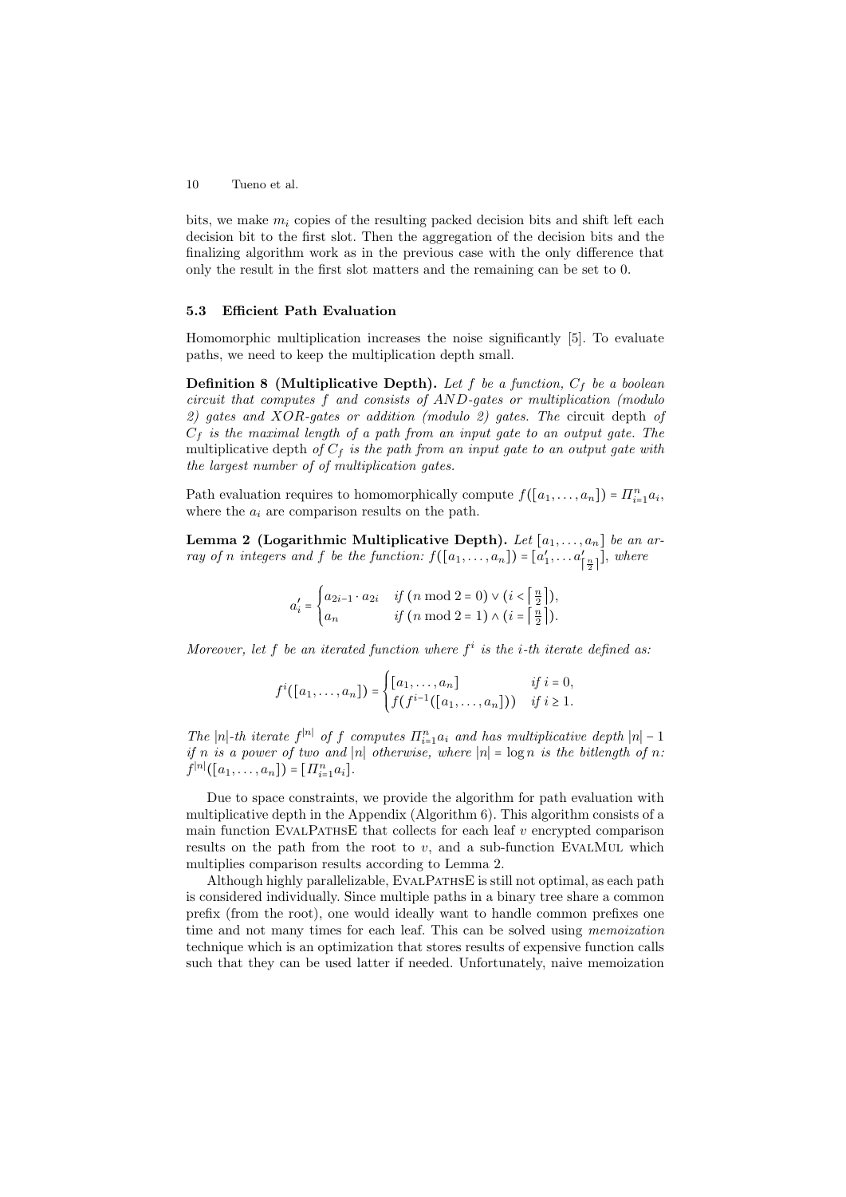bits, we make $m_i$ copies of the resulting packed decision bits and shift left each decision bit to the first slot. Then the aggregation of the decision bits and the finalizing algorithm work as in the previous case with the only difference that only the result in the first slot matters and the remaining can be set to 0.

### 5.3 Efficient Path Evaluation

Homomorphic multiplication increases the noise significantly [5]. To evaluate paths, we need to keep the multiplication depth small.

**Definition 8 (Multiplicative Depth).** *Let $f$ be a function, $C_f$ be a boolean circuit that computes $f$ and consists of AND-gates or multiplication (modulo 2) gates and XOR-gates or addition (modulo 2) gates. The* circuit depth *of $C_f$ is the maximal length of a path from an input gate to an output gate. The* multiplicative depth *of $C_f$ is the path from an input gate to an output gate with the largest number of of multiplication gates.*

Path evaluation requires to homomorphically compute $f([a_1, \dots, a_n]) = \Pi_{i=1}^{n} a_i$, where the $a_i$ are comparison results on the path.

**Lemma 2 (Logarithmic Multiplicative Depth).** *Let $[a_1, \dots, a_n]$ be an array of $n$ integers and $f$ be the function: $f([a_1, \dots, a_n]) = [a'_1, \dots a'_{\lceil \frac{n}{2} \rceil}]$, where*

$$a'_i = \begin{cases} a_{2i-1} \cdot a_{2i} & \text{if } (n \bmod 2 = 0) \vee (i < \lceil \frac{n}{2} \rceil), \\ a_n & \text{if } (n \bmod 2 = 1) \wedge (i = \lceil \frac{n}{2} \rceil). \end{cases}$$

*Moreover, let $f$ be an iterated function where $f^i$ is the $i$-th iterate defined as:*

$$f^i([a_1, \dots, a_n]) = \begin{cases} [a_1, \dots, a_n] & \text{if } i = 0, \\ f(f^{i-1}([a_1, \dots, a_n])) & \text{if } i \geq 1. \end{cases}$$

*The $|n|$-th iterate $f^{|n|}$ of $f$ computes $\Pi_{i=1}^{n} a_i$ and has multiplicative depth $|n| - 1$ if $n$ is a power of two and $|n|$ otherwise, where $|n| = \log n$ is the bitlength of $n$: $f^{|n|}([a_1, \dots, a_n]) = [\Pi_{i=1}^{n} a_i]$.*

Due to space constraints, we provide the algorithm for path evaluation with multiplicative depth in the Appendix (Algorithm 6). This algorithm consists of a main function EvalPathsE that collects for each leaf $v$ encrypted comparison results on the path from the root to $v$, and a sub-function EvalMul which multiplies comparison results according to Lemma 2.

Although highly parallelizable, EvalPathsE is still not optimal, as each path is considered individually. Since multiple paths in a binary tree share a common prefix (from the root), one would ideally want to handle common prefixes one time and not many times for each leaf. This can be solved using *memoization* technique which is an optimization that stores results of expensive function calls such that they can be used latter if needed. Unfortunately, naive memoization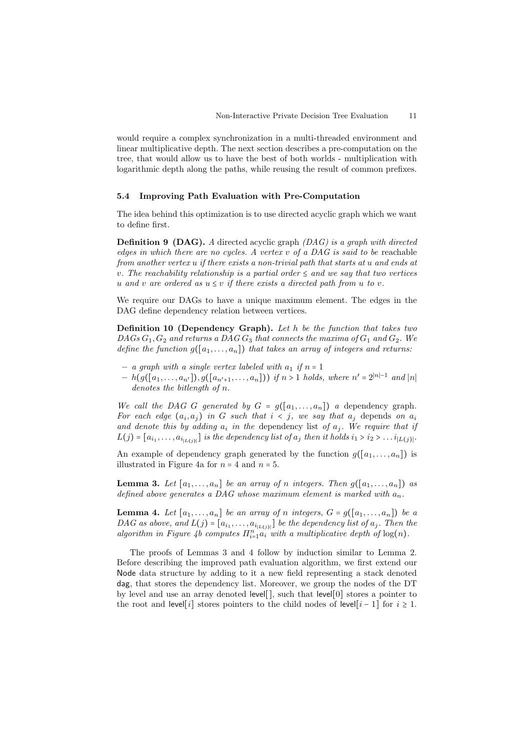would require a complex synchronization in a multi-threaded environment and linear multiplicative depth. The next section describes a pre-computation on the tree, that would allow us to have the best of both worlds - multiplication with logarithmic depth along the paths, while reusing the result of common prefixes.

### 5.4 Improving Path Evaluation with Pre-Computation

The idea behind this optimization is to use directed acyclic graph which we want to define first.

**Definition 9 (DAG).** *A* directed acyclic graph *(DAG) is a graph with directed edges in which there are no cycles. A vertex $v$ of a DAG is said to be* reachable *from another vertex $u$ if there exists a non-trivial path that starts at $u$ and ends at $v$. The reachability relationship is a partial order $\leq$ and we say that two vertices $u$ and $v$ are ordered as $u \leq v$ if there exists a directed path from $u$ to $v$.*

We require our DAGs to have a unique maximum element. The edges in the DAG define dependency relation between vertices.

**Definition 10 (Dependency Graph).** *Let $h$ be the function that takes two DAGs $G_1, G_2$ and returns a DAG $G_3$ that connects the maxima of $G_1$ and $G_2$. We define the function $g([a_1, \ldots, a_n])$ that takes an array of integers and returns:*

- *a graph with a single vertex labeled with $a_1$ if $n = 1$*
- *$h(g([a_1, \ldots, a_{n'}]), g([a_{n'+1}, \ldots, a_n]))$ if $n > 1$ holds, where $n' = 2^{|n|-1}$ and $|n|$ denotes the bitlength of $n$.*

*We call the DAG $G$ generated by $G = g([a_1, \ldots, a_n])$ a* dependency graph*. For each edge $(a_i, a_j)$ in $G$ such that $i < j$, we say that $a_j$* depends *on $a_i$ and denote this by adding $a_i$ in the* dependency list *of $a_j$. We require that if $L(j) = [a_{i_1}, \ldots, a_{i_{|L(j)|}}]$ is the dependency list of $a_j$ then it holds $i_1 > i_2 > \ldots i_{|L(j)|}$.*

An example of dependency graph generated by the function $g([a_1, \ldots, a_n])$ is illustrated in Figure 4a for $n = 4$ and $n = 5$.

**Lemma 3.** *Let $[a_1, \ldots, a_n]$ be an array of $n$ integers. Then $g([a_1, \ldots, a_n])$ as defined above generates a DAG whose maximum element is marked with $a_n$.*

**Lemma 4.** *Let $[a_1, \ldots, a_n]$ be an array of $n$ integers, $G = g([a_1, \ldots, a_n])$ be a DAG as above, and $L(j) = [a_{i_1}, \ldots, a_{i_{|L(j)|}}]$ be the dependency list of $a_j$. Then the algorithm in Figure 4b computes $\Pi_{i=1}^{n} a_i$ with a multiplicative depth of $\log(n)$.*

The proofs of Lemmas 3 and 4 follow by induction similar to Lemma 2. Before describing the improved path evaluation algorithm, we first extend our Node data structure by adding to it a new field representing a stack denoted dag, that stores the dependency list. Moreover, we group the nodes of the DT by level and use an array denoted level[], such that level[0] stores a pointer to the root and level[$i$] stores pointers to the child nodes of level[$i-1$] for $i \geq 1$.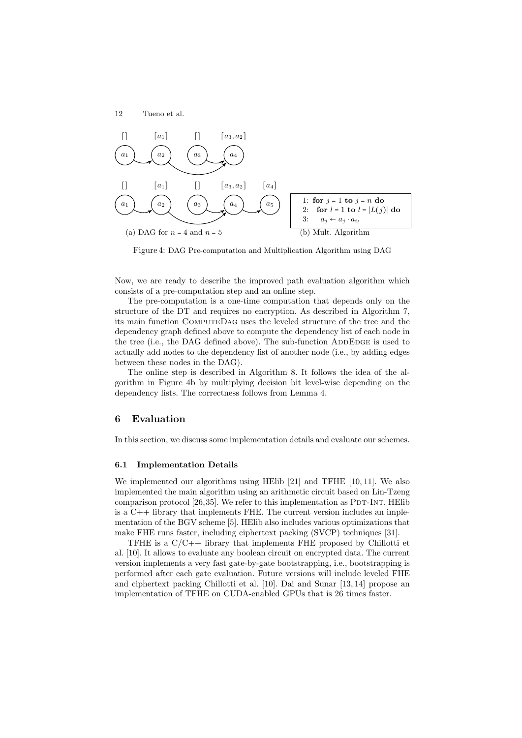(a) DAG for $n = 4$ and $n = 5$

```
1: for j = 1 to j = n do
2:   for l = 1 to l = |L(j)| do
3:     a_j ← a_j · a_{i_l}
```

(b) Mult. Algorithm

Figure 4: DAG Pre-computation and Multiplication Algorithm using DAG

Now, we are ready to describe the improved path evaluation algorithm which consists of a pre-computation step and an online step.

The pre-computation is a one-time computation that depends only on the structure of the DT and requires no encryption. As described in Algorithm 7, its main function ComputeDag uses the leveled structure of the tree and the dependency graph defined above to compute the dependency list of each node in the tree (i.e., the DAG defined above). The sub-function AddEdge is used to actually add nodes to the dependency list of another node (i.e., by adding edges between these nodes in the DAG).

The online step is described in Algorithm 8. It follows the idea of the algorithm in Figure 4b by multiplying decision bit level-wise depending on the dependency lists. The correctness follows from Lemma 4.

## 6 Evaluation

In this section, we discuss some implementation details and evaluate our schemes.

### 6.1 Implementation Details

We implemented our algorithms using HElib [21] and TFHE [10, 11]. We also implemented the main algorithm using an arithmetic circuit based on Lin-Tzeng comparison protocol [26,35]. We refer to this implementation as Pdt-Int. HElib is a C++ library that implements FHE. The current version includes an implementation of the BGV scheme [5]. HElib also includes various optimizations that make FHE runs faster, including ciphertext packing (SVCP) techniques [31].

TFHE is a C/C++ library that implements FHE proposed by Chillotti et al. [10]. It allows to evaluate any boolean circuit on encrypted data. The current version implements a very fast gate-by-gate bootstrapping, i.e., bootstrapping is performed after each gate evaluation. Future versions will include leveled FHE and ciphertext packing Chillotti et al. [10]. Dai and Sunar [13, 14] propose an implementation of TFHE on CUDA-enabled GPUs that is 26 times faster.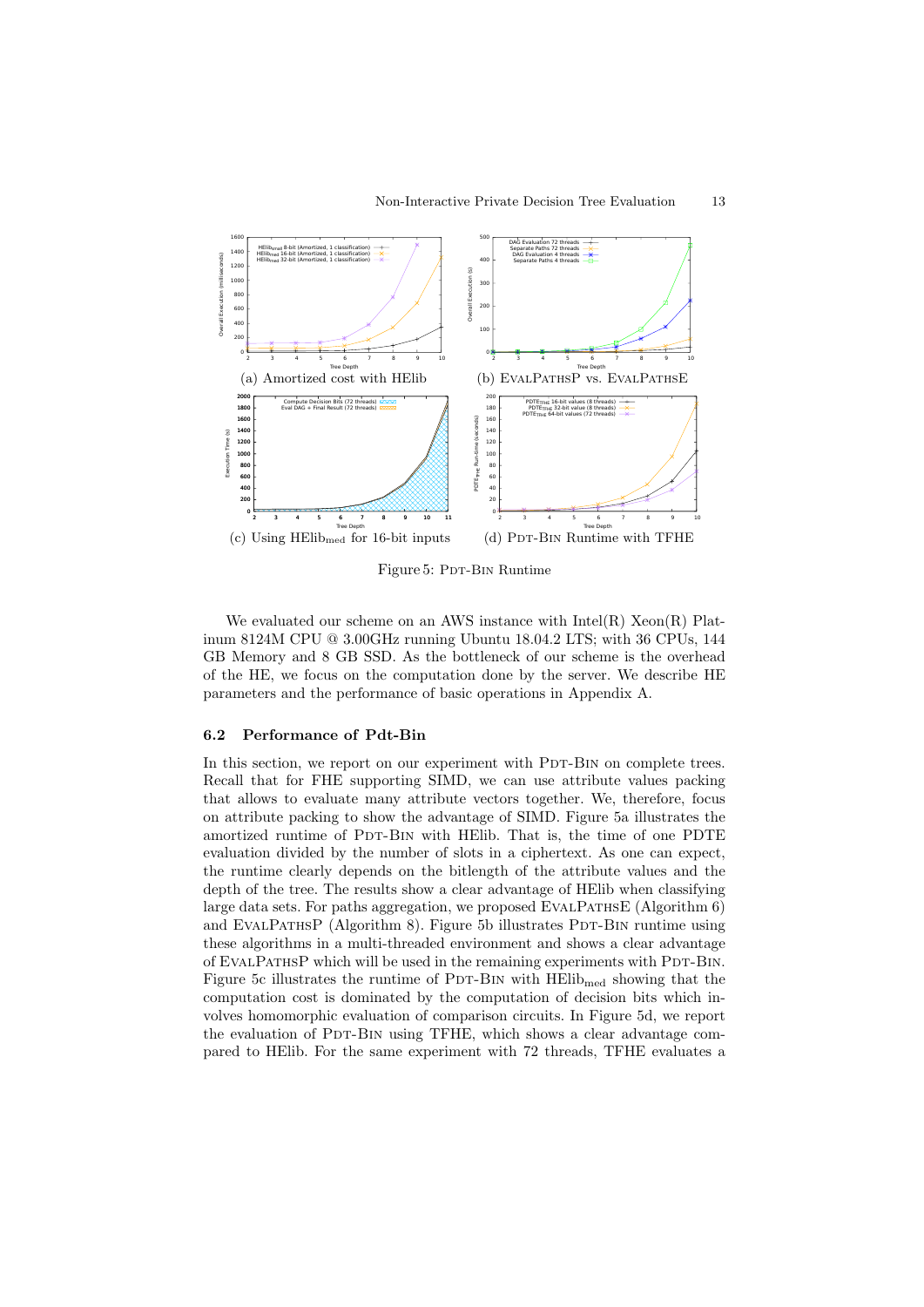(a) Amortized cost with HElib

(b) EvalPathsP vs. EvalPathsE

(c) Using $\text{HElib}_{\text{med}}$ for 16-bit inputs

(d) Pdt-Bin Runtime with TFHE

Figure 5: Pdt-Bin Runtime

We evaluated our scheme on an AWS instance with Intel(R) Xeon(R) Platinum 8124M CPU @ 3.00GHz running Ubuntu 18.04.2 LTS; with 36 CPUs, 144 GB Memory and 8 GB SSD. As the bottleneck of our scheme is the overhead of the HE, we focus on the computation done by the server. We describe HE parameters and the performance of basic operations in Appendix A.

### 6.2 Performance of Pdt-Bin

In this section, we report on our experiment with Pdt-Bin on complete trees. Recall that for FHE supporting SIMD, we can use attribute values packing that allows to evaluate many attribute vectors together. We, therefore, focus on attribute packing to show the advantage of SIMD. Figure 5a illustrates the amortized runtime of Pdt-Bin with HElib. That is, the time of one PDTE evaluation divided by the number of slots in a ciphertext. As one can expect, the runtime clearly depends on the bitlength of the attribute values and the depth of the tree. The results show a clear advantage of HElib when classifying large data sets. For paths aggregation, we proposed EvalPathsE (Algorithm 6) and EvalPathsP (Algorithm 8). Figure 5b illustrates Pdt-Bin runtime using these algorithms in a multi-threaded environment and shows a clear advantage of EvalPathsP which will be used in the remaining experiments with Pdt-Bin. Figure 5c illustrates the runtime of Pdt-Bin with $\text{HElib}_{\text{med}}$ showing that the computation cost is dominated by the computation of decision bits which involves homomorphic evaluation of comparison circuits. In Figure 5d, we report the evaluation of Pdt-Bin using TFHE, which shows a clear advantage compared to HElib. For the same experiment with 72 threads, TFHE evaluates a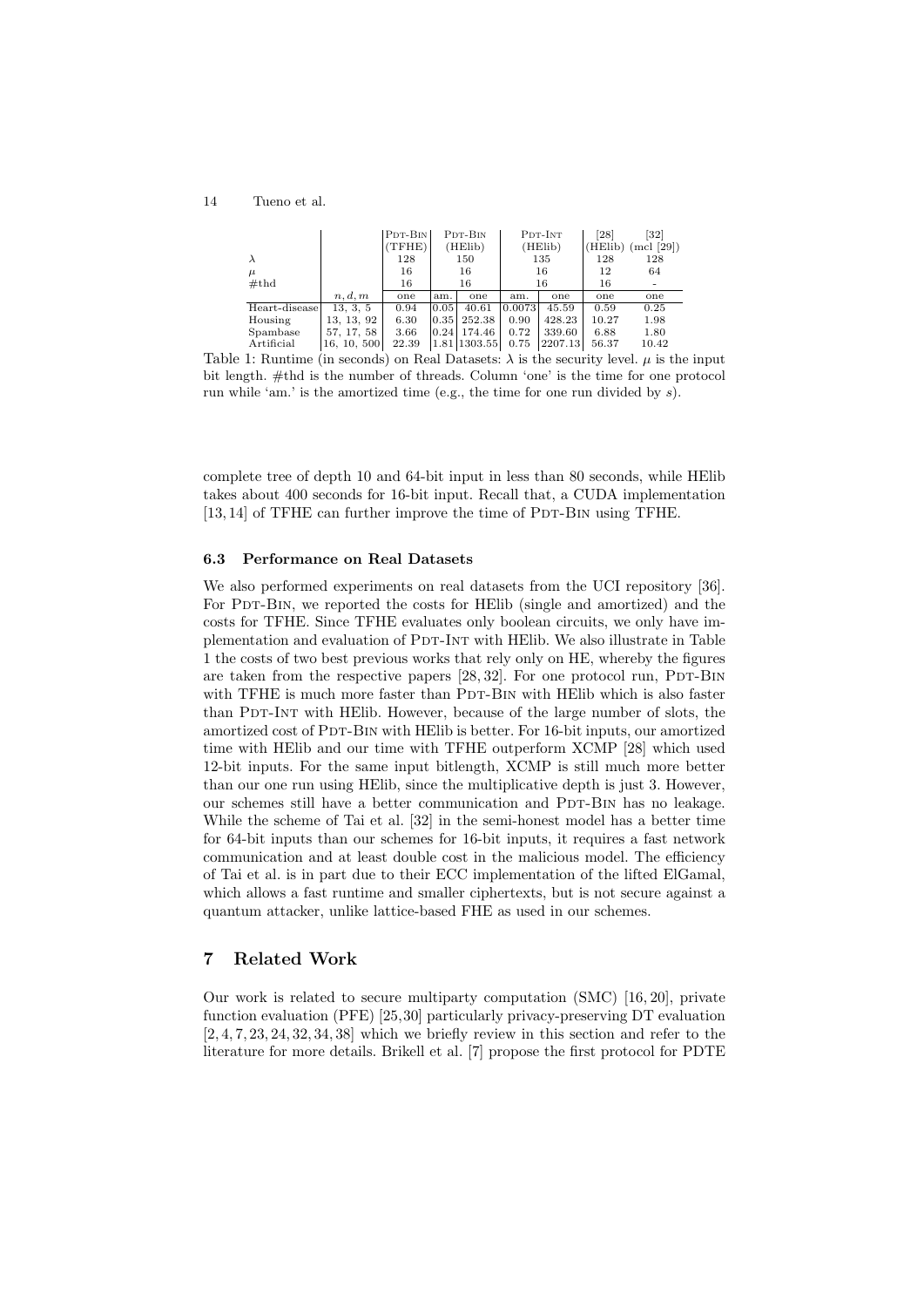| | | PDT-BIN (TFHE) | PDT-BIN (HElib) | | PDT-INT (HElib) | | [28] (HElib) | [32] (mcl [29]) |
|---|---|---|---|---|---|---|---|---|
| $\lambda$ | | 128 | 150 | | 135 | | 128 | 128 |
| $\mu$ | | 16 | 16 | | 16 | | 12 | 64 |
| #thd | | 16 | 16 | | 16 | | 16 | - |
| | $n, d, m$ | one | am. | one | am. | one | one | one |
| Heart-disease | 13, 3, 5 | 0.94 | 0.05 | 40.61 | 0.0073 | 45.59 | 0.59 | 0.25 |
| Housing | 13, 13, 92 | 6.30 | 0.35 | 252.38 | 0.90 | 428.23 | 10.27 | 1.98 |
| Spambase | 57, 17, 58 | 3.66 | 0.24 | 174.46 | 0.72 | 339.60 | 6.88 | 1.80 |
| Artificial | 16, 10, 500 | 22.39 | 1.81 | 1303.55 | 0.75 | 2207.13 | 56.37 | 10.42 |

Table 1: Runtime (in seconds) on Real Datasets: $\lambda$ is the security level. $\mu$ is the input bit length. #thd is the number of threads. Column 'one' is the time for one protocol run while 'am.' is the amortized time (e.g., the time for one run divided by $s$).

complete tree of depth 10 and 64-bit input in less than 80 seconds, while HElib takes about 400 seconds for 16-bit input. Recall that, a CUDA implementation [13, 14] of TFHE can further improve the time of PDT-BIN using TFHE.

### 6.3 Performance on Real Datasets

We also performed experiments on real datasets from the UCI repository [36]. For PDT-BIN, we reported the costs for HElib (single and amortized) and the costs for TFHE. Since TFHE evaluates only boolean circuits, we only have implementation and evaluation of PDT-INT with HElib. We also illustrate in Table 1 the costs of two best previous works that rely only on HE, whereby the figures are taken from the respective papers [28, 32]. For one protocol run, PDT-BIN with TFHE is much more faster than PDT-BIN with HElib which is also faster than PDT-INT with HElib. However, because of the large number of slots, the amortized cost of PDT-BIN with HElib is better. For 16-bit inputs, our amortized time with HElib and our time with TFHE outperform XCMP [28] which used 12-bit inputs. For the same input bitlength, XCMP is still much more better than our one run using HElib, since the multiplicative depth is just 3. However, our schemes still have a better communication and PDT-BIN has no leakage. While the scheme of Tai et al. [32] in the semi-honest model has a better time for 64-bit inputs than our schemes for 16-bit inputs, it requires a fast network communication and at least double cost in the malicious model. The efficiency of Tai et al. is in part due to their ECC implementation of the lifted ElGamal, which allows a fast runtime and smaller ciphertexts, but is not secure against a quantum attacker, unlike lattice-based FHE as used in our schemes.

## 7 Related Work

Our work is related to secure multiparty computation (SMC) [16, 20], private function evaluation (PFE) [25, 30] particularly privacy-preserving DT evaluation [2, 4, 7, 23, 24, 32, 34, 38] which we briefly review in this section and refer to the literature for more details. Brikell et al. [7] propose the first protocol for PDTE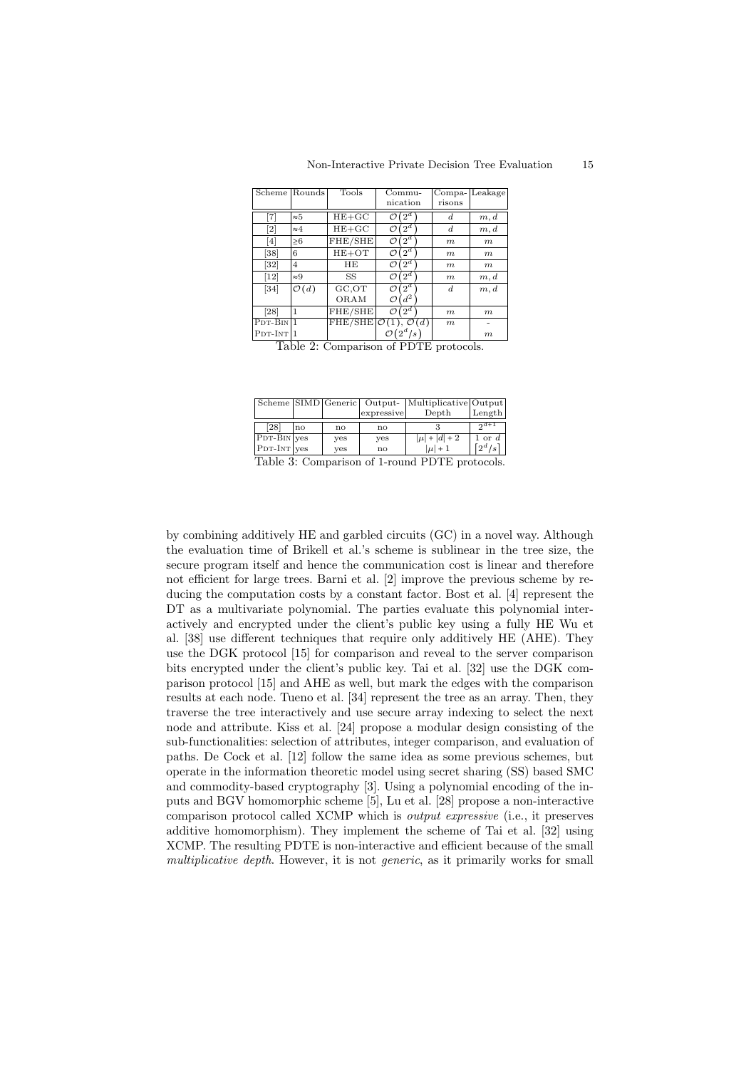| Scheme | Rounds | Tools | Communication | Comparisons | Leakage |
|---|---|---|---|---|---|
| [7] | $\approx 5$ | HE+GC | $\mathcal{O}(2^d)$ | $d$ | $m, d$ |
| [2] | $\approx 4$ | HE+GC | $\mathcal{O}(2^d)$ | $d$ | $m, d$ |
| [4] | $\geq 6$ | FHE/SHE | $\mathcal{O}(2^d)$ | $m$ | $m$ |
| [38] | 6 | HE+OT | $\mathcal{O}(2^d)$ | $m$ | $m$ |
| [32] | 4 | HE | $\mathcal{O}(2^d)$ | $m$ | $m$ |
| [12] | $\approx 9$ | SS | $\mathcal{O}(2^d)$ | $m$ | $m, d$ |
| [34] | $\mathcal{O}(d)$ | GC,OT ORAM | $\mathcal{O}(2^d)$ $\mathcal{O}(d^2)$ | $d$ | $m, d$ |
| [28] | 1 | FHE/SHE | $\mathcal{O}(2^d)$ | $m$ | $m$ |
| PDT-BIN | 1 | FHE/SHE | $\mathcal{O}(1)$, $\mathcal{O}(d)$ | $m$ | - |
| PDT-INT | 1 | | $\mathcal{O}(2^d/s)$ | | $m$ |

Table 2: Comparison of PDTE protocols.

| Scheme | SIMD | Generic | Output-expressive | Multiplicative Depth | Output Length |
|---|---|---|---|---|---|
| [28] | no | no | no | 3 | $2^{d+1}$ |
| PDT-BIN | yes | yes | yes | $\lvert\mu\rvert + \lvert d\rvert + 2$ | 1 or $d$ |
| PDT-INT | yes | yes | no | $\lvert\mu\rvert + 1$ | $\lceil 2^d/s \rceil$ |

Table 3: Comparison of 1-round PDTE protocols.

by combining additively HE and garbled circuits (GC) in a novel way. Although the evaluation time of Brikell et al.'s scheme is sublinear in the tree size, the secure program itself and hence the communication cost is linear and therefore not efficient for large trees. Barni et al. [2] improve the previous scheme by reducing the computation costs by a constant factor. Bost et al. [4] represent the DT as a multivariate polynomial. The parties evaluate this polynomial interactively and encrypted under the client's public key using a fully HE Wu et al. [38] use different techniques that require only additively HE (AHE). They use the DGK protocol [15] for comparison and reveal to the server comparison bits encrypted under the client's public key. Tai et al. [32] use the DGK comparison protocol [15] and AHE as well, but mark the edges with the comparison results at each node. Tueno et al. [34] represent the tree as an array. Then, they traverse the tree interactively and use secure array indexing to select the next node and attribute. Kiss et al. [24] propose a modular design consisting of the sub-functionalities: selection of attributes, integer comparison, and evaluation of paths. De Cock et al. [12] follow the same idea as some previous schemes, but operate in the information theoretic model using secret sharing (SS) based SMC and commodity-based cryptography [3]. Using a polynomial encoding of the inputs and BGV homomorphic scheme [5], Lu et al. [28] propose a non-interactive comparison protocol called XCMP which is *output expressive* (i.e., it preserves additive homomorphism). They implement the scheme of Tai et al. [32] using XCMP. The resulting PDTE is non-interactive and efficient because of the small *multiplicative depth*. However, it is not *generic*, as it primarily works for small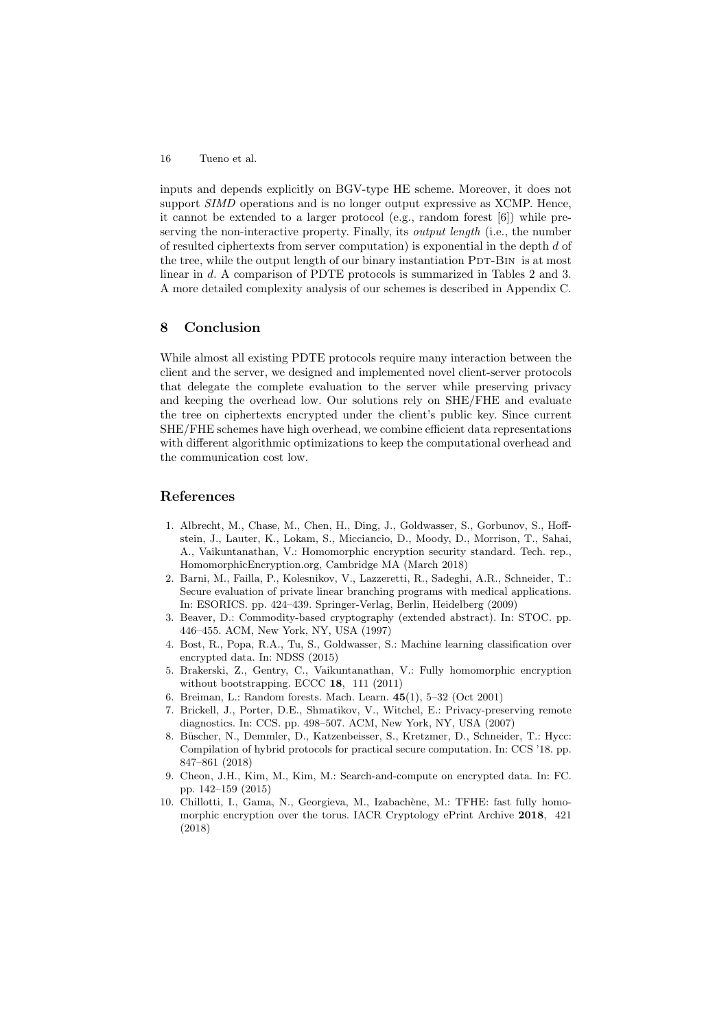inputs and depends explicitly on BGV-type HE scheme. Moreover, it does not support *SIMD* operations and is no longer output expressive as XCMP. Hence, it cannot be extended to a larger protocol (e.g., random forest [6]) while preserving the non-interactive property. Finally, its *output length* (i.e., the number of resulted ciphertexts from server computation) is exponential in the depth $d$ of the tree, while the output length of our binary instantiation PDT-BIN is at most linear in $d$. A comparison of PDTE protocols is summarized in Tables 2 and 3. A more detailed complexity analysis of our schemes is described in Appendix C.

## 8 Conclusion

While almost all existing PDTE protocols require many interaction between the client and the server, we designed and implemented novel client-server protocols that delegate the complete evaluation to the server while preserving privacy and keeping the overhead low. Our solutions rely on SHE/FHE and evaluate the tree on ciphertexts encrypted under the client's public key. Since current SHE/FHE schemes have high overhead, we combine efficient data representations with different algorithmic optimizations to keep the computational overhead and the communication cost low.

## References

1. Albrecht, M., Chase, M., Chen, H., Ding, J., Goldwasser, S., Gorbunov, S., Hoffstein, J., Lauter, K., Lokam, S., Micciancio, D., Moody, D., Morrison, T., Sahai, A., Vaikuntanathan, V.: Homomorphic encryption security standard. Tech. rep., HomomorphicEncryption.org, Cambridge MA (March 2018)
2. Barni, M., Failla, P., Kolesnikov, V., Lazzeretti, R., Sadeghi, A.R., Schneider, T.: Secure evaluation of private linear branching programs with medical applications. In: ESORICS. pp. 424–439. Springer-Verlag, Berlin, Heidelberg (2009)
3. Beaver, D.: Commodity-based cryptography (extended abstract). In: STOC. pp. 446–455. ACM, New York, NY, USA (1997)
4. Bost, R., Popa, R.A., Tu, S., Goldwasser, S.: Machine learning classification over encrypted data. In: NDSS (2015)
5. Brakerski, Z., Gentry, C., Vaikuntanathan, V.: Fully homomorphic encryption without bootstrapping. ECCC **18**, 111 (2011)
6. Breiman, L.: Random forests. Mach. Learn. **45**(1), 5–32 (Oct 2001)
7. Brickell, J., Porter, D.E., Shmatikov, V., Witchel, E.: Privacy-preserving remote diagnostics. In: CCS. pp. 498–507. ACM, New York, NY, USA (2007)
8. Büscher, N., Demmler, D., Katzenbeisser, S., Kretzmer, D., Schneider, T.: Hycc: Compilation of hybrid protocols for practical secure computation. In: CCS '18. pp. 847–861 (2018)
9. Cheon, J.H., Kim, M., Kim, M.: Search-and-compute on encrypted data. In: FC. pp. 142–159 (2015)
10. Chillotti, I., Gama, N., Georgieva, M., Izabachène, M.: TFHE: fast fully homomorphic encryption over the torus. IACR Cryptology ePrint Archive **2018**, 421 (2018)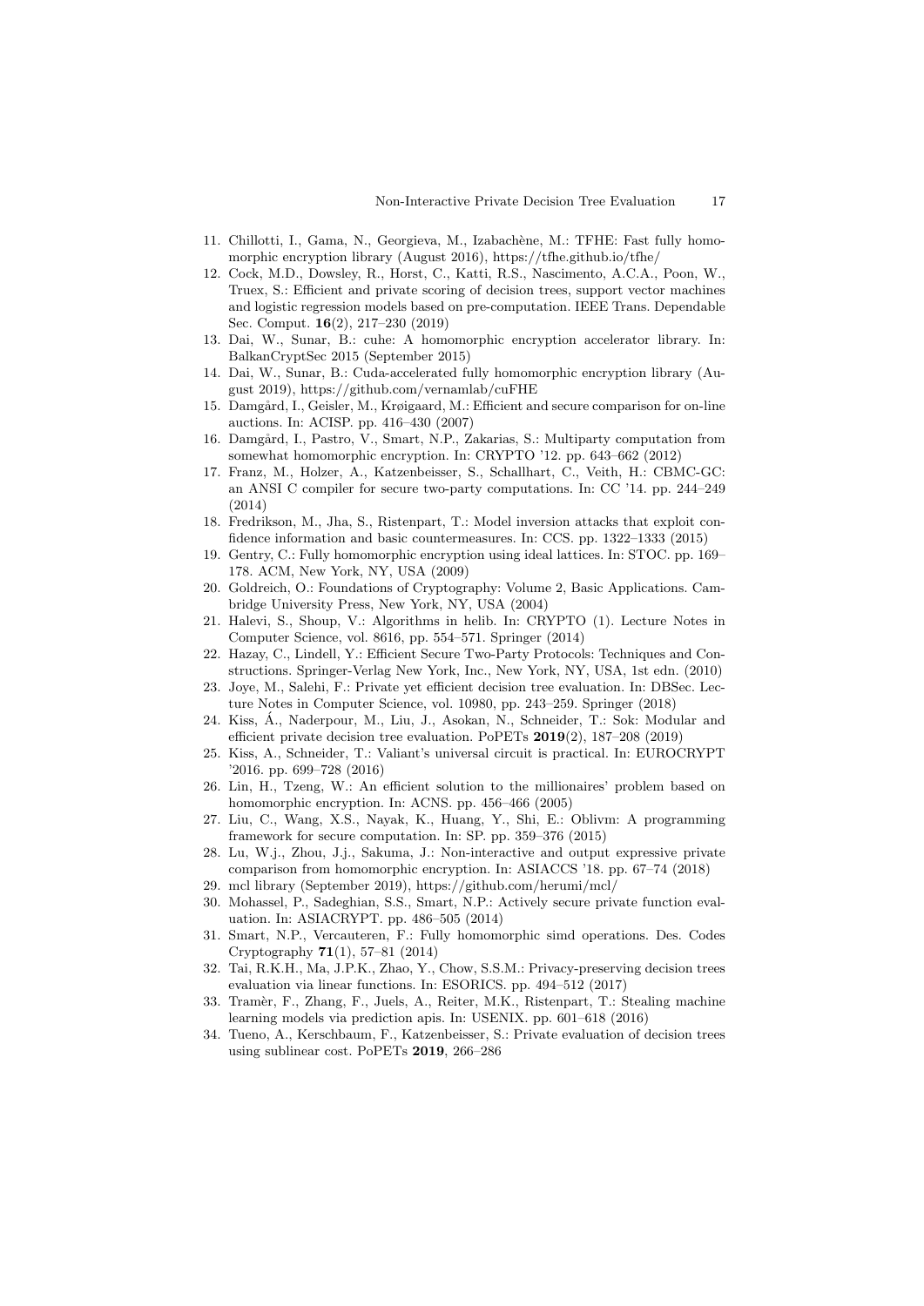11. Chillotti, I., Gama, N., Georgieva, M., Izabachène, M.: TFHE: Fast fully homomorphic encryption library (August 2016), https://tfhe.github.io/tfhe/
12. Cock, M.D., Dowsley, R., Horst, C., Katti, R.S., Nascimento, A.C.A., Poon, W., Truex, S.: Efficient and private scoring of decision trees, support vector machines and logistic regression models based on pre-computation. IEEE Trans. Dependable Sec. Comput. **16**(2), 217–230 (2019)
13. Dai, W., Sunar, B.: cuhe: A homomorphic encryption accelerator library. In: BalkanCryptSec 2015 (September 2015)
14. Dai, W., Sunar, B.: Cuda-accelerated fully homomorphic encryption library (August 2019), https://github.com/vernamlab/cuFHE
15. Damgård, I., Geisler, M., Krøigaard, M.: Efficient and secure comparison for on-line auctions. In: ACISP. pp. 416–430 (2007)
16. Damgård, I., Pastro, V., Smart, N.P., Zakarias, S.: Multiparty computation from somewhat homomorphic encryption. In: CRYPTO '12. pp. 643–662 (2012)
17. Franz, M., Holzer, A., Katzenbeisser, S., Schallhart, C., Veith, H.: CBMC-GC: an ANSI C compiler for secure two-party computations. In: CC '14. pp. 244–249 (2014)
18. Fredrikson, M., Jha, S., Ristenpart, T.: Model inversion attacks that exploit confidence information and basic countermeasures. In: CCS. pp. 1322–1333 (2015)
19. Gentry, C.: Fully homomorphic encryption using ideal lattices. In: STOC. pp. 169–178. ACM, New York, NY, USA (2009)
20. Goldreich, O.: Foundations of Cryptography: Volume 2, Basic Applications. Cambridge University Press, New York, NY, USA (2004)
21. Halevi, S., Shoup, V.: Algorithms in helib. In: CRYPTO (1). Lecture Notes in Computer Science, vol. 8616, pp. 554–571. Springer (2014)
22. Hazay, C., Lindell, Y.: Efficient Secure Two-Party Protocols: Techniques and Constructions. Springer-Verlag New York, Inc., New York, NY, USA, 1st edn. (2010)
23. Joye, M., Salehi, F.: Private yet efficient decision tree evaluation. In: DBSec. Lecture Notes in Computer Science, vol. 10980, pp. 243–259. Springer (2018)
24. Kiss, Á., Naderpour, M., Liu, J., Asokan, N., Schneider, T.: Sok: Modular and efficient private decision tree evaluation. PoPETs **2019**(2), 187–208 (2019)
25. Kiss, A., Schneider, T.: Valiant's universal circuit is practical. In: EUROCRYPT '2016. pp. 699–728 (2016)
26. Lin, H., Tzeng, W.: An efficient solution to the millionaires' problem based on homomorphic encryption. In: ACNS. pp. 456–466 (2005)
27. Liu, C., Wang, X.S., Nayak, K., Huang, Y., Shi, E.: Oblivm: A programming framework for secure computation. In: SP. pp. 359–376 (2015)
28. Lu, W.j., Zhou, J.j., Sakuma, J.: Non-interactive and output expressive private comparison from homomorphic encryption. In: ASIACCS '18. pp. 67–74 (2018)
29. mcl library (September 2019), https://github.com/herumi/mcl/
30. Mohassel, P., Sadeghian, S.S., Smart, N.P.: Actively secure private function evaluation. In: ASIACRYPT. pp. 486–505 (2014)
31. Smart, N.P., Vercauteren, F.: Fully homomorphic simd operations. Des. Codes Cryptography **71**(1), 57–81 (2014)
32. Tai, R.K.H., Ma, J.P.K., Zhao, Y., Chow, S.S.M.: Privacy-preserving decision trees evaluation via linear functions. In: ESORICS. pp. 494–512 (2017)
33. Tramèr, F., Zhang, F., Juels, A., Reiter, M.K., Ristenpart, T.: Stealing machine learning models via prediction apis. In: USENIX. pp. 601–618 (2016)
34. Tueno, A., Kerschbaum, F., Katzenbeisser, S.: Private evaluation of decision trees using sublinear cost. PoPETs **2019**, 266–286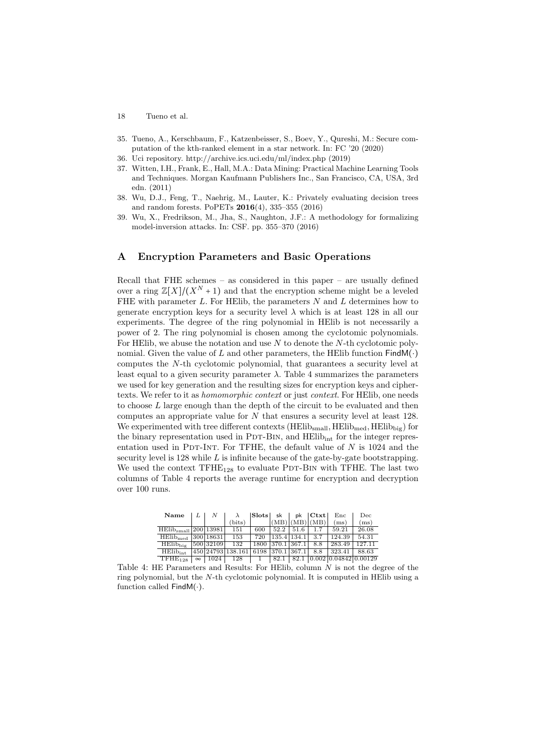35. Tueno, A., Kerschbaum, F., Katzenbeisser, S., Boev, Y., Qureshi, M.: Secure computation of the kth-ranked element in a star network. In: FC '20 (2020)
36. Uci repository. http://archive.ics.uci.edu/ml/index.php (2019)
37. Witten, I.H., Frank, E., Hall, M.A.: Data Mining: Practical Machine Learning Tools and Techniques. Morgan Kaufmann Publishers Inc., San Francisco, CA, USA, 3rd edn. (2011)
38. Wu, D.J., Feng, T., Naehrig, M., Lauter, K.: Privately evaluating decision trees and random forests. PoPETs **2016**(4), 335–355 (2016)
39. Wu, X., Fredrikson, M., Jha, S., Naughton, J.F.: A methodology for formalizing model-inversion attacks. In: CSF. pp. 355–370 (2016)

## A Encryption Parameters and Basic Operations

Recall that FHE schemes – as considered in this paper – are usually defined over a ring $\mathbb{Z}[X]/(X^N+1)$ and that the encryption scheme might be a leveled FHE with parameter $L$. For HElib, the parameters $N$ and $L$ determines how to generate encryption keys for a security level $\lambda$ which is at least 128 in all our experiments. The degree of the ring polynomial in HElib is not necessarily a power of 2. The ring polynomial is chosen among the cyclotomic polynomials. For HElib, we abuse the notation and use $N$ to denote the $N$-th cyclotomic polynomial. Given the value of $L$ and other parameters, the HElib function $\mathsf{FindM}(\cdot)$ computes the $N$-th cyclotomic polynomial, that guarantees a security level at least equal to a given security parameter $\lambda$. Table 4 summarizes the parameters we used for key generation and the resulting sizes for encryption keys and ciphertexts. We refer to it as *homomorphic context* or just *context*. For HElib, one needs to choose $L$ large enough than the depth of the circuit to be evaluated and then computes an appropriate value for $N$ that ensures a security level at least 128. We experimented with tree different contexts ($\mathrm{HElib}_{\mathrm{small}}, \mathrm{HElib}_{\mathrm{med}}, \mathrm{HElib}_{\mathrm{big}}$) for the binary representation used in PDT-BIN, and $\mathrm{HElib}_{\mathrm{int}}$ for the integer representation used in PDT-INT. For TFHE, the default value of $N$ is 1024 and the security level is 128 while $L$ is infinite because of the gate-by-gate bootstrapping. We used the context $\mathrm{TFHE}_{128}$ to evaluate PDT-BIN with TFHE. The last two columns of Table 4 reports the average runtime for encryption and decryption over 100 runs.

| Name | $L$ | $N$ | $\lambda$ (bits) | Slots | sk (MB) | pk (MB) | Ctxt (MB) | Enc (ms) | Dec (ms) |
|---|---|---|---|---|---|---|---|---|---|
| $\mathrm{HElib}_{\mathrm{small}}$ | 200 | 13981 | 151 | 600 | 52.2 | 51.6 | 1.7 | 59.21 | 26.08 |
| $\mathrm{HElib}_{\mathrm{med}}$ | 300 | 18631 | 153 | 720 | 135.4 | 134.1 | 3.7 | 124.39 | 54.31 |
| $\mathrm{HElib}_{\mathrm{big}}$ | 500 | 32109 | 132 | 1800 | 370.1 | 367.1 | 8.8 | 283.49 | 127.11 |
| $\mathrm{HElib}_{\mathrm{int}}$ | 450 | 24793 | 138.161 | 6198 | 370.1 | 367.1 | 8.8 | 323.41 | 88.63 |
| $\mathrm{TFHE}_{128}$ | $\infty$ | 1024 | 128 | 1 | 82.1 | 82.1 | 0.002 | 0.04842 | 0.00129 |

Table 4: HE Parameters and Results: For HElib, column $N$ is not the degree of the ring polynomial, but the $N$-th cyclotomic polynomial. It is computed in HElib using a function called $\mathsf{FindM}(\cdot)$.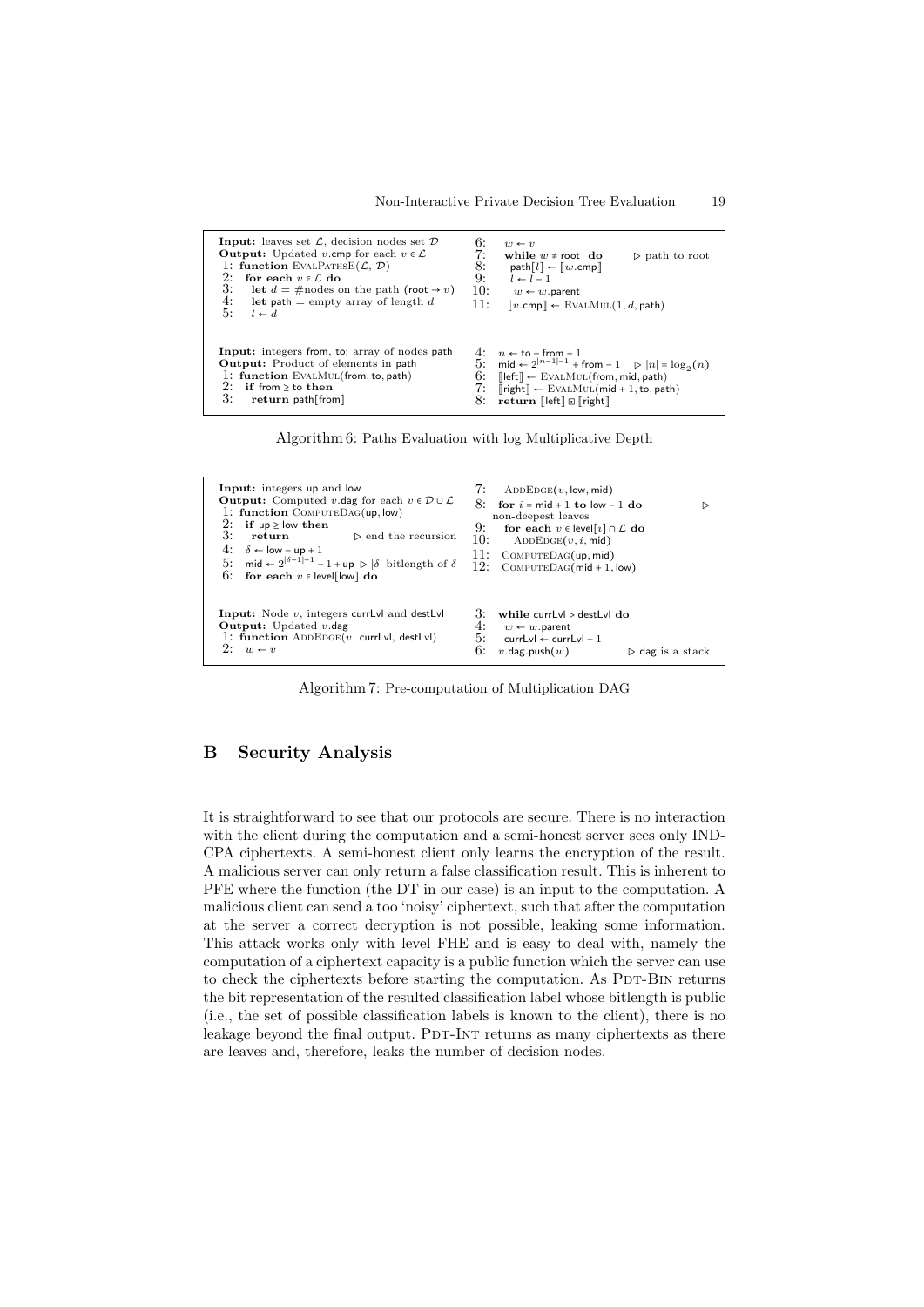```
Input: leaves set ℒ, decision nodes set 𝒟
Output: Updated v.cmp for each v ∈ ℒ
1: function EvalPathsE(ℒ, 𝒟)
2:   for each v ∈ ℒ do
3:     let d = #nodes on the path (root → v)
4:     let path = empty array of length d
5:     l ← d
6:     w ← v
7:     while w ≠ root do                    ▷ path to root
8:       path[l] ← ⟦w.cmp⟧
9:       l ← l − 1
10:      w ← w.parent
11:    ⟦v.cmp⟧ ← EvalMul(1, d, path)
```

```
Input: integers from, to; array of nodes path
Output: Product of elements in path
1: function EvalMul(from, to, path)
2:   if from ≥ to then
3:     return path[from]
4:   n ← to − from + 1
5:   mid ← 2^(|n−1|−1) + from − 1     ▷ |n| = log_2(n)
6:   ⟦left⟧ ← EvalMul(from, mid, path)
7:   ⟦right⟧ ← EvalMul(mid + 1, to, path)
8:   return ⟦left⟧ ⊡ ⟦right⟧
```

Algorithm 6: Paths Evaluation with log Multiplicative Depth

```
Input: integers up and low
Output: Computed v.dag for each v ∈ 𝒟 ∪ ℒ
1: function ComputeDag(up, low)
2:   if up ≥ low then
3:     return                              ▷ end the recursion
4:   δ ← low − up + 1
5:   mid ← 2^(|δ−1|−1) − 1 + up   ▷ |δ| bitlength of δ
6:   for each v ∈ level[low] do
7:     AddEdge(v, low, mid)
8:   for i = mid + 1 to low − 1 do         ▷ non-deepest leaves
9:     for each v ∈ level[i] ∩ ℒ do
10:      AddEdge(v, i, mid)
11:  ComputeDag(up, mid)
12:  ComputeDag(mid + 1, low)
```

```
Input: Node v, integers currLvl and destLvl
Output: Updated v.dag
1: function AddEdge(v, currLvl, destLvl)
2:   w ← v
3:   while currLvl > destLvl do
4:     w ← w.parent
5:     currLvl ← currLvl − 1
6:   v.dag.push(w)                        ▷ dag is a stack
```

Algorithm 7: Pre-computation of Multiplication DAG

## B Security Analysis

It is straightforward to see that our protocols are secure. There is no interaction with the client during the computation and a semi-honest server sees only IND-CPA ciphertexts. A semi-honest client only learns the encryption of the result. A malicious server can only return a false classification result. This is inherent to PFE where the function (the DT in our case) is an input to the computation. A malicious client can send a too 'noisy' ciphertext, such that after the computation at the server a correct decryption is not possible, leaking some information. This attack works only with level FHE and is easy to deal with, namely the computation of a ciphertext capacity is a public function which the server can use to check the ciphertexts before starting the computation. As PDT-BIN returns the bit representation of the resulted classification label whose bitlength is public (i.e., the set of possible classification labels is known to the client), there is no leakage beyond the final output. PDT-INT returns as many ciphertexts as there are leaves and, therefore, leaks the number of decision nodes.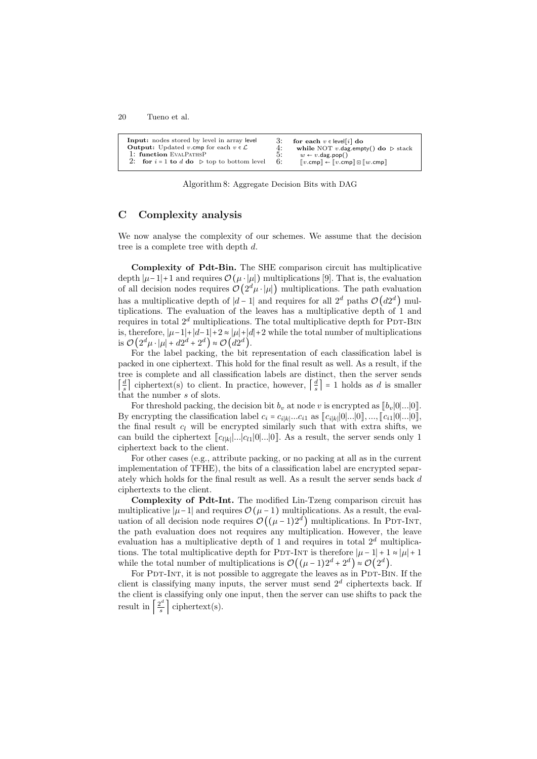```
Input: nodes stored by level in array level
Output: Updated v.cmp for each v ∈ L
1: function EvalPathsP
2:   for i = 1 to d do   ▷ top to bottom level
3:     for each v ∈ level[i] do
4:       while NOT v.dag.empty() do   ▷ stack
5:         w ← v.dag.pop()
6:         ⟦v.cmp⟧ ← ⟦v.cmp⟧ ⊡ ⟦w.cmp⟧
```

Algorithm 8: Aggregate Decision Bits with DAG

## C Complexity analysis

We now analyse the complexity of our schemes. We assume that the decision tree is a complete tree with depth $d$.

**Complexity of Pdt-Bin.** The SHE comparison circuit has multiplicative depth $|\mu-1|+1$ and requires $\mathcal{O}(\mu \cdot |\mu|)$ multiplications [9]. That is, the evaluation of all decision nodes requires $\mathcal{O}(2^d \mu \cdot |\mu|)$ multiplications. The path evaluation has a multiplicative depth of $|d-1|$ and requires for all $2^d$ paths $\mathcal{O}(d2^d)$ multiplications. The evaluation of the leaves has a multiplicative depth of 1 and requires in total $2^d$ multiplications. The total multiplicative depth for Pdt-Bin is, therefore, $|\mu-1|+|d-1|+2 \approx |\mu|+|d|+2$ while the total number of multiplications is $\mathcal{O}(2^d \mu \cdot |\mu| + d2^d + 2^d) \approx \mathcal{O}(d2^d)$.

For the label packing, the bit representation of each classification label is packed in one ciphertext. This hold for the final result as well. As a result, if the tree is complete and all classification labels are distinct, then the server sends $\lceil \frac{d}{s} \rceil$ ciphertext(s) to client. In practice, however, $\lceil \frac{d}{s} \rceil = 1$ holds as $d$ is smaller that the number $s$ of slots.

For threshold packing, the decision bit $b_v$ at node $v$ is encrypted as $[\![b_v|0|...|0]\!]$. By encrypting the classification label $c_i = c_{i|k|}...c_{i1}$ as $[\![c_{i|k|}|0|...|0]\!], ..., [\![c_{i1}|0|...|0]\!]$, the final result $c_l$ will be encrypted similarly such that with extra shifts, we can build the ciphertext $[\![c_{l|k|}|...|c_{l1}|0|...|0]\!]$. As a result, the server sends only 1 ciphertext back to the client.

For other cases (e.g., attribute packing, or no packing at all as in the current implementation of TFHE), the bits of a classification label are encrypted separately which holds for the final result as well. As a result the server sends back $d$ ciphertexts to the client.

**Complexity of Pdt-Int.** The modified Lin-Tzeng comparison circuit has multiplicative $|\mu-1|$ and requires $\mathcal{O}(\mu-1)$ multiplications. As a result, the evaluation of all decision node requires $\mathcal{O}((\mu-1)2^d)$ multiplications. In Pdt-Int, the path evaluation does not requires any multiplication. However, the leave evaluation has a multiplicative depth of 1 and requires in total $2^d$ multiplications. The total multiplicative depth for Pdt-Int is therefore $|\mu-1|+1 \approx |\mu|+1$ while the total number of multiplications is $\mathcal{O}((\mu-1)2^d + 2^d) \approx \mathcal{O}(2^d)$.

For Pdt-Int, it is not possible to aggregate the leaves as in Pdt-Bin. If the client is classifying many inputs, the server must send $2^d$ ciphertexts back. If the client is classifying only one input, then the server can use shifts to pack the result in $\lceil \frac{2^d}{s} \rceil$ ciphertext(s).